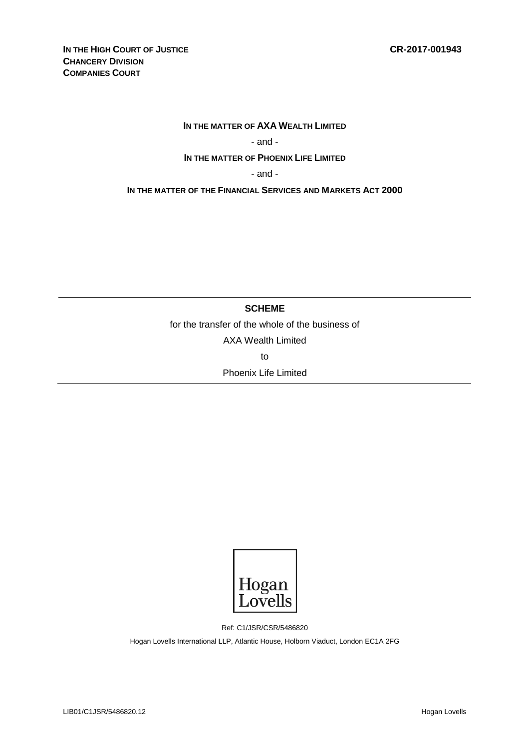**IN THE HIGH COURT OF JUSTICE**
**CHANCERY DIVISION**
**COMPANIES COURT**

**CR-2017-001943**

**IN THE MATTER OF AXA WEALTH LIMITED**

- and -

**IN THE MATTER OF PHOENIX LIFE LIMITED**

- and -

**IN THE MATTER OF THE FINANCIAL SERVICES AND MARKETS ACT 2000**

---

**SCHEME**

for the transfer of the whole of the business of

AXA Wealth Limited

to

Phoenix Life Limited

---

Hogan Lovells

Ref: C1/JSR/CSR/5486820

Hogan Lovells International LLP, Atlantic House, Holborn Viaduct, London EC1A 2FG

LIB01/C1JSR/5486820.12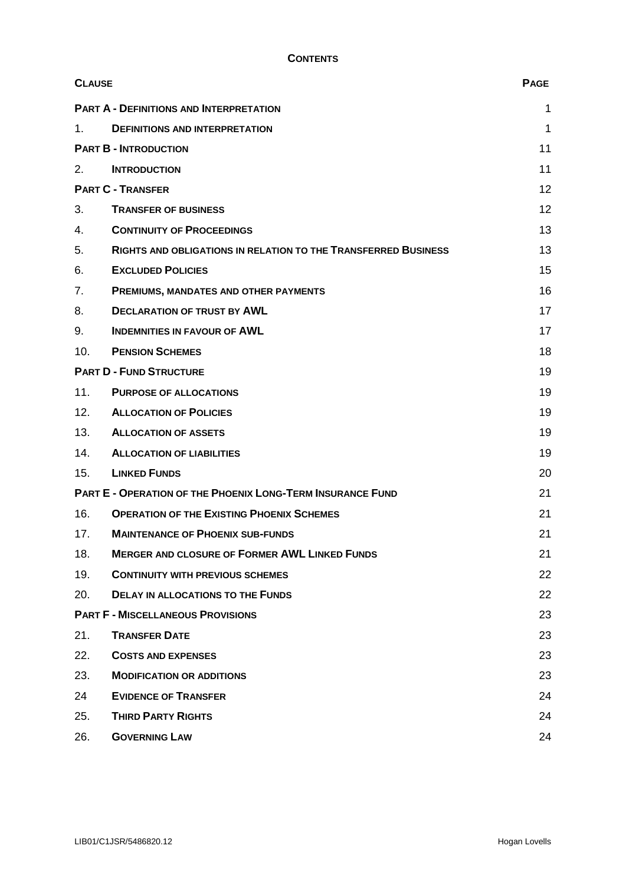**CONTENTS**

| **CLAUSE** | | **PAGE** |
|---|---|---|
| **PART A - DEFINITIONS AND INTERPRETATION** | | 1 |
| 1. | **DEFINITIONS AND INTERPRETATION** | 1 |
| **PART B - INTRODUCTION** | | 11 |
| 2. | **INTRODUCTION** | 11 |
| **PART C - TRANSFER** | | 12 |
| 3. | **TRANSFER OF BUSINESS** | 12 |
| 4. | **CONTINUITY OF PROCEEDINGS** | 13 |
| 5. | **RIGHTS AND OBLIGATIONS IN RELATION TO THE TRANSFERRED BUSINESS** | 13 |
| 6. | **EXCLUDED POLICIES** | 15 |
| 7. | **PREMIUMS, MANDATES AND OTHER PAYMENTS** | 16 |
| 8. | **DECLARATION OF TRUST BY AWL** | 17 |
| 9. | **INDEMNITIES IN FAVOUR OF AWL** | 17 |
| 10. | **PENSION SCHEMES** | 18 |
| **PART D - FUND STRUCTURE** | | 19 |
| 11. | **PURPOSE OF ALLOCATIONS** | 19 |
| 12. | **ALLOCATION OF POLICIES** | 19 |
| 13. | **ALLOCATION OF ASSETS** | 19 |
| 14. | **ALLOCATION OF LIABILITIES** | 19 |
| 15. | **LINKED FUNDS** | 20 |
| **PART E - OPERATION OF THE PHOENIX LONG-TERM INSURANCE FUND** | | 21 |
| 16. | **OPERATION OF THE EXISTING PHOENIX SCHEMES** | 21 |
| 17. | **MAINTENANCE OF PHOENIX SUB-FUNDS** | 21 |
| 18. | **MERGER AND CLOSURE OF FORMER AWL LINKED FUNDS** | 21 |
| 19. | **CONTINUITY WITH PREVIOUS SCHEMES** | 22 |
| 20. | **DELAY IN ALLOCATIONS TO THE FUNDS** | 22 |
| **PART F - MISCELLANEOUS PROVISIONS** | | 23 |
| 21. | **TRANSFER DATE** | 23 |
| 22. | **COSTS AND EXPENSES** | 23 |
| 23. | **MODIFICATION OR ADDITIONS** | 23 |
| 24 | **EVIDENCE OF TRANSFER** | 24 |
| 25. | **THIRD PARTY RIGHTS** | 24 |
| 26. | **GOVERNING LAW** | 24 |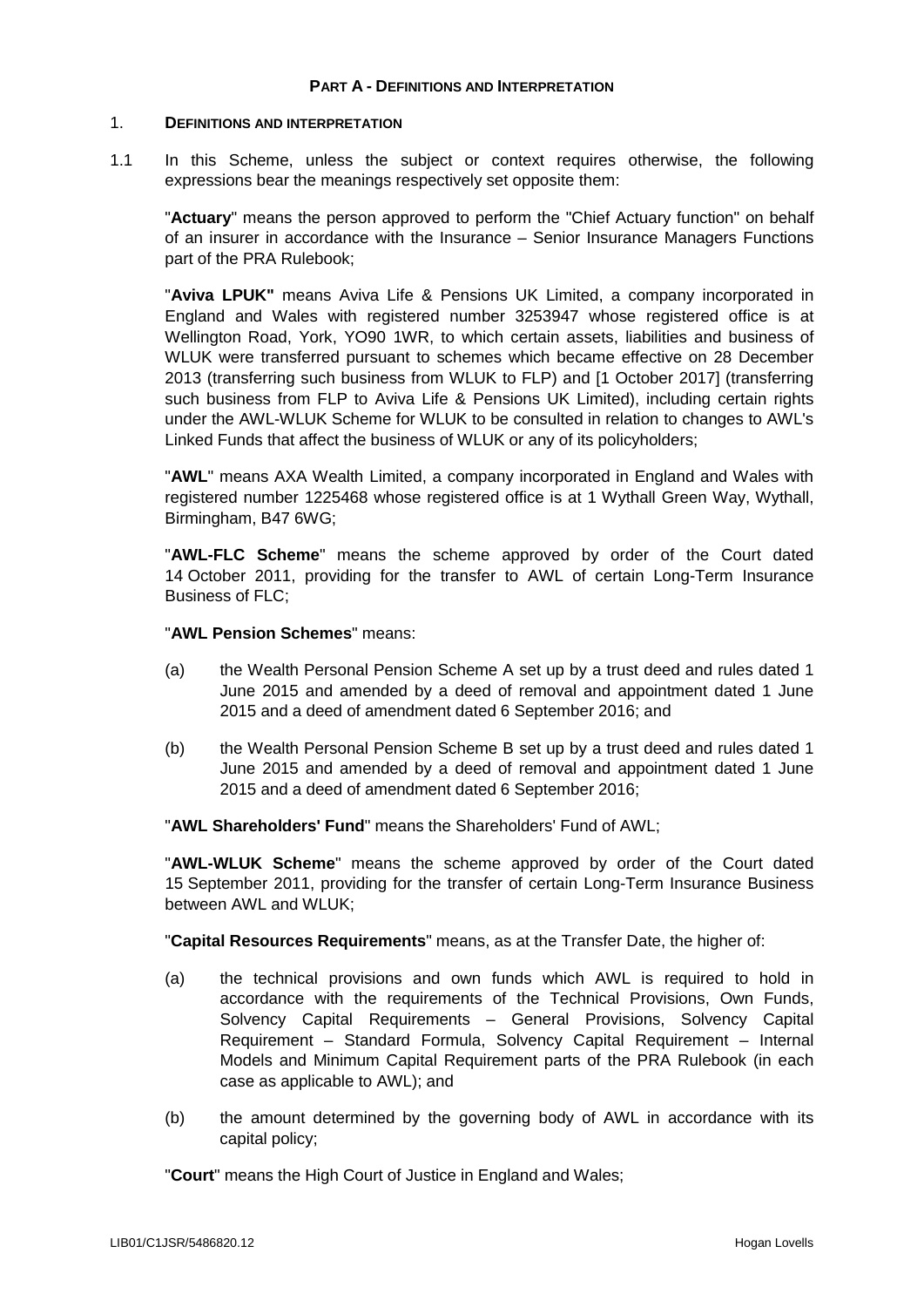**PART A - DEFINITIONS AND INTERPRETATION**

1. **DEFINITIONS AND INTERPRETATION**

1.1 In this Scheme, unless the subject or context requires otherwise, the following expressions bear the meanings respectively set opposite them:

"**Actuary**" means the person approved to perform the "Chief Actuary function" on behalf of an insurer in accordance with the Insurance – Senior Insurance Managers Functions part of the PRA Rulebook;

"**Aviva LPUK"** means Aviva Life & Pensions UK Limited, a company incorporated in England and Wales with registered number 3253947 whose registered office is at Wellington Road, York, YO90 1WR, to which certain assets, liabilities and business of WLUK were transferred pursuant to schemes which became effective on 28 December 2013 (transferring such business from WLUK to FLP) and [1 October 2017] (transferring such business from FLP to Aviva Life & Pensions UK Limited), including certain rights under the AWL-WLUK Scheme for WLUK to be consulted in relation to changes to AWL's Linked Funds that affect the business of WLUK or any of its policyholders;

"**AWL**" means AXA Wealth Limited, a company incorporated in England and Wales with registered number 1225468 whose registered office is at 1 Wythall Green Way, Wythall, Birmingham, B47 6WG;

"**AWL-FLC Scheme**" means the scheme approved by order of the Court dated 14 October 2011, providing for the transfer to AWL of certain Long-Term Insurance Business of FLC;

"**AWL Pension Schemes**" means:

(a) the Wealth Personal Pension Scheme A set up by a trust deed and rules dated 1 June 2015 and amended by a deed of removal and appointment dated 1 June 2015 and a deed of amendment dated 6 September 2016; and

(b) the Wealth Personal Pension Scheme B set up by a trust deed and rules dated 1 June 2015 and amended by a deed of removal and appointment dated 1 June 2015 and a deed of amendment dated 6 September 2016;

"**AWL Shareholders' Fund**" means the Shareholders' Fund of AWL;

"**AWL-WLUK Scheme**" means the scheme approved by order of the Court dated 15 September 2011, providing for the transfer of certain Long-Term Insurance Business between AWL and WLUK;

"**Capital Resources Requirements**" means, as at the Transfer Date, the higher of:

(a) the technical provisions and own funds which AWL is required to hold in accordance with the requirements of the Technical Provisions, Own Funds, Solvency Capital Requirements – General Provisions, Solvency Capital Requirement – Standard Formula, Solvency Capital Requirement – Internal Models and Minimum Capital Requirement parts of the PRA Rulebook (in each case as applicable to AWL); and

(b) the amount determined by the governing body of AWL in accordance with its capital policy;

"**Court**" means the High Court of Justice in England and Wales;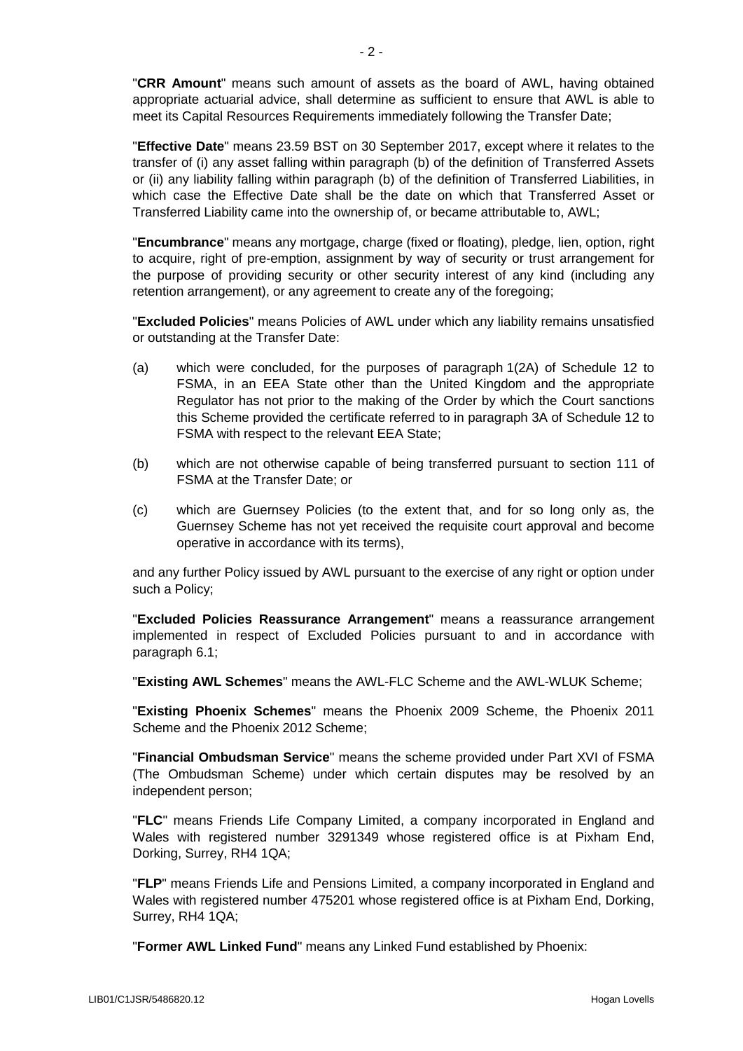"**CRR Amount**" means such amount of assets as the board of AWL, having obtained appropriate actuarial advice, shall determine as sufficient to ensure that AWL is able to meet its Capital Resources Requirements immediately following the Transfer Date;

"**Effective Date**" means 23.59 BST on 30 September 2017, except where it relates to the transfer of (i) any asset falling within paragraph (b) of the definition of Transferred Assets or (ii) any liability falling within paragraph (b) of the definition of Transferred Liabilities, in which case the Effective Date shall be the date on which that Transferred Asset or Transferred Liability came into the ownership of, or became attributable to, AWL;

"**Encumbrance**" means any mortgage, charge (fixed or floating), pledge, lien, option, right to acquire, right of pre-emption, assignment by way of security or trust arrangement for the purpose of providing security or other security interest of any kind (including any retention arrangement), or any agreement to create any of the foregoing;

"**Excluded Policies**" means Policies of AWL under which any liability remains unsatisfied or outstanding at the Transfer Date:

(a) which were concluded, for the purposes of paragraph 1(2A) of Schedule 12 to FSMA, in an EEA State other than the United Kingdom and the appropriate Regulator has not prior to the making of the Order by which the Court sanctions this Scheme provided the certificate referred to in paragraph 3A of Schedule 12 to FSMA with respect to the relevant EEA State;

(b) which are not otherwise capable of being transferred pursuant to section 111 of FSMA at the Transfer Date; or

(c) which are Guernsey Policies (to the extent that, and for so long only as, the Guernsey Scheme has not yet received the requisite court approval and become operative in accordance with its terms),

and any further Policy issued by AWL pursuant to the exercise of any right or option under such a Policy;

"**Excluded Policies Reassurance Arrangement**" means a reassurance arrangement implemented in respect of Excluded Policies pursuant to and in accordance with paragraph 6.1;

"**Existing AWL Schemes**" means the AWL-FLC Scheme and the AWL-WLUK Scheme;

"**Existing Phoenix Schemes**" means the Phoenix 2009 Scheme, the Phoenix 2011 Scheme and the Phoenix 2012 Scheme;

"**Financial Ombudsman Service**" means the scheme provided under Part XVI of FSMA (The Ombudsman Scheme) under which certain disputes may be resolved by an independent person;

"**FLC**" means Friends Life Company Limited, a company incorporated in England and Wales with registered number 3291349 whose registered office is at Pixham End, Dorking, Surrey, RH4 1QA;

"**FLP**" means Friends Life and Pensions Limited, a company incorporated in England and Wales with registered number 475201 whose registered office is at Pixham End, Dorking, Surrey, RH4 1QA;

"**Former AWL Linked Fund**" means any Linked Fund established by Phoenix: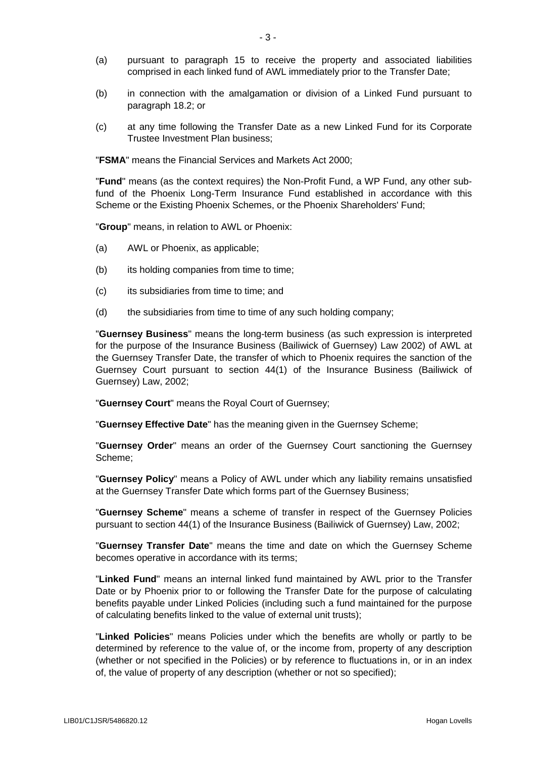(a) pursuant to paragraph 15 to receive the property and associated liabilities comprised in each linked fund of AWL immediately prior to the Transfer Date;

(b) in connection with the amalgamation or division of a Linked Fund pursuant to paragraph 18.2; or

(c) at any time following the Transfer Date as a new Linked Fund for its Corporate Trustee Investment Plan business;

"**FSMA**" means the Financial Services and Markets Act 2000;

"**Fund**" means (as the context requires) the Non-Profit Fund, a WP Fund, any other sub-fund of the Phoenix Long-Term Insurance Fund established in accordance with this Scheme or the Existing Phoenix Schemes, or the Phoenix Shareholders' Fund;

"**Group**" means, in relation to AWL or Phoenix:

(a) AWL or Phoenix, as applicable;

(b) its holding companies from time to time;

(c) its subsidiaries from time to time; and

(d) the subsidiaries from time to time of any such holding company;

"**Guernsey Business**" means the long-term business (as such expression is interpreted for the purpose of the Insurance Business (Bailiwick of Guernsey) Law 2002) of AWL at the Guernsey Transfer Date, the transfer of which to Phoenix requires the sanction of the Guernsey Court pursuant to section 44(1) of the Insurance Business (Bailiwick of Guernsey) Law, 2002;

"**Guernsey Court**" means the Royal Court of Guernsey;

"**Guernsey Effective Date**" has the meaning given in the Guernsey Scheme;

"**Guernsey Order**" means an order of the Guernsey Court sanctioning the Guernsey Scheme;

"**Guernsey Policy**" means a Policy of AWL under which any liability remains unsatisfied at the Guernsey Transfer Date which forms part of the Guernsey Business;

"**Guernsey Scheme**" means a scheme of transfer in respect of the Guernsey Policies pursuant to section 44(1) of the Insurance Business (Bailiwick of Guernsey) Law, 2002;

"**Guernsey Transfer Date**" means the time and date on which the Guernsey Scheme becomes operative in accordance with its terms;

"**Linked Fund**" means an internal linked fund maintained by AWL prior to the Transfer Date or by Phoenix prior to or following the Transfer Date for the purpose of calculating benefits payable under Linked Policies (including such a fund maintained for the purpose of calculating benefits linked to the value of external unit trusts);

"**Linked Policies**" means Policies under which the benefits are wholly or partly to be determined by reference to the value of, or the income from, property of any description (whether or not specified in the Policies) or by reference to fluctuations in, or in an index of, the value of property of any description (whether or not so specified);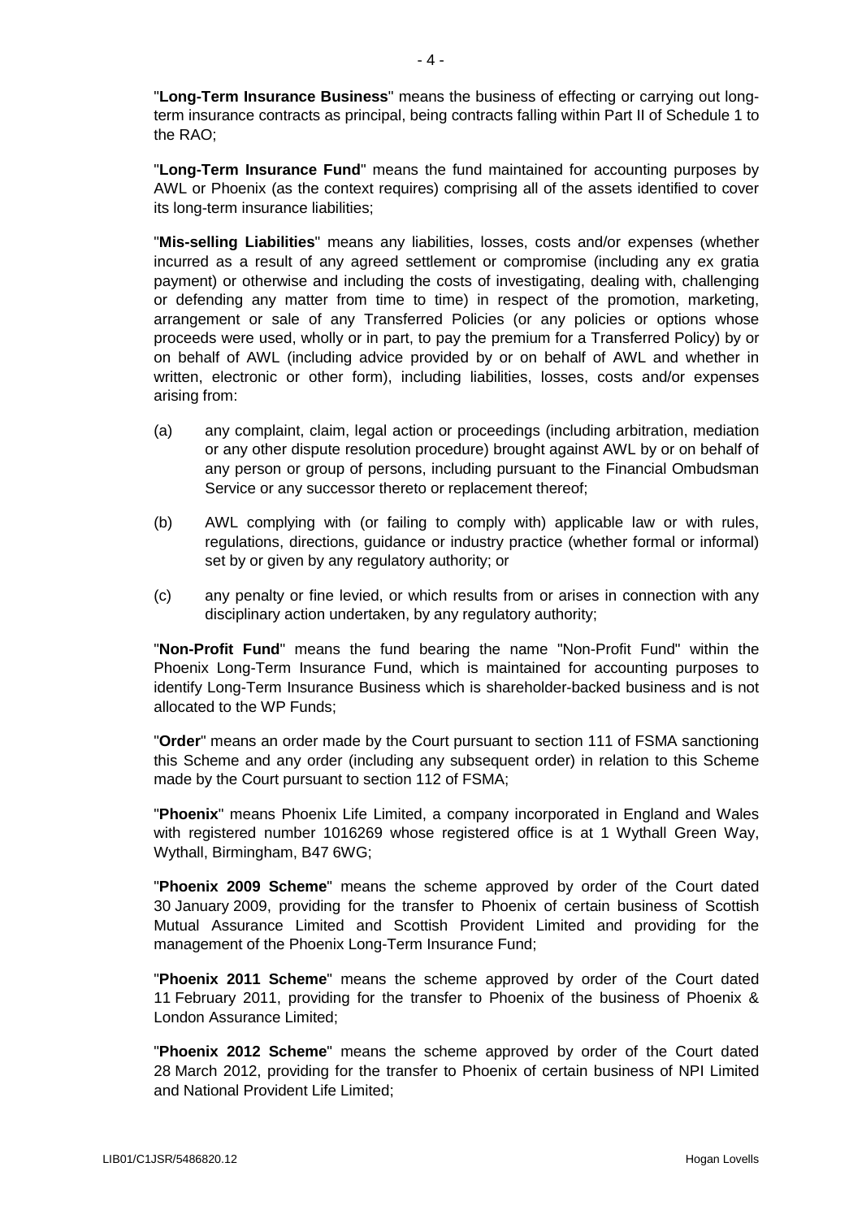"**Long-Term Insurance Business**" means the business of effecting or carrying out long-term insurance contracts as principal, being contracts falling within Part II of Schedule 1 to the RAO;

"**Long-Term Insurance Fund**" means the fund maintained for accounting purposes by AWL or Phoenix (as the context requires) comprising all of the assets identified to cover its long-term insurance liabilities;

"**Mis-selling Liabilities**" means any liabilities, losses, costs and/or expenses (whether incurred as a result of any agreed settlement or compromise (including any ex gratia payment) or otherwise and including the costs of investigating, dealing with, challenging or defending any matter from time to time) in respect of the promotion, marketing, arrangement or sale of any Transferred Policies (or any policies or options whose proceeds were used, wholly or in part, to pay the premium for a Transferred Policy) by or on behalf of AWL (including advice provided by or on behalf of AWL and whether in written, electronic or other form), including liabilities, losses, costs and/or expenses arising from:

(a) any complaint, claim, legal action or proceedings (including arbitration, mediation or any other dispute resolution procedure) brought against AWL by or on behalf of any person or group of persons, including pursuant to the Financial Ombudsman Service or any successor thereto or replacement thereof;

(b) AWL complying with (or failing to comply with) applicable law or with rules, regulations, directions, guidance or industry practice (whether formal or informal) set by or given by any regulatory authority; or

(c) any penalty or fine levied, or which results from or arises in connection with any disciplinary action undertaken, by any regulatory authority;

"**Non-Profit Fund**" means the fund bearing the name "Non-Profit Fund" within the Phoenix Long-Term Insurance Fund, which is maintained for accounting purposes to identify Long-Term Insurance Business which is shareholder-backed business and is not allocated to the WP Funds;

"**Order**" means an order made by the Court pursuant to section 111 of FSMA sanctioning this Scheme and any order (including any subsequent order) in relation to this Scheme made by the Court pursuant to section 112 of FSMA;

"**Phoenix**" means Phoenix Life Limited, a company incorporated in England and Wales with registered number 1016269 whose registered office is at 1 Wythall Green Way, Wythall, Birmingham, B47 6WG;

"**Phoenix 2009 Scheme**" means the scheme approved by order of the Court dated 30 January 2009, providing for the transfer to Phoenix of certain business of Scottish Mutual Assurance Limited and Scottish Provident Limited and providing for the management of the Phoenix Long-Term Insurance Fund;

"**Phoenix 2011 Scheme**" means the scheme approved by order of the Court dated 11 February 2011, providing for the transfer to Phoenix of the business of Phoenix & London Assurance Limited;

"**Phoenix 2012 Scheme**" means the scheme approved by order of the Court dated 28 March 2012, providing for the transfer to Phoenix of certain business of NPI Limited and National Provident Life Limited;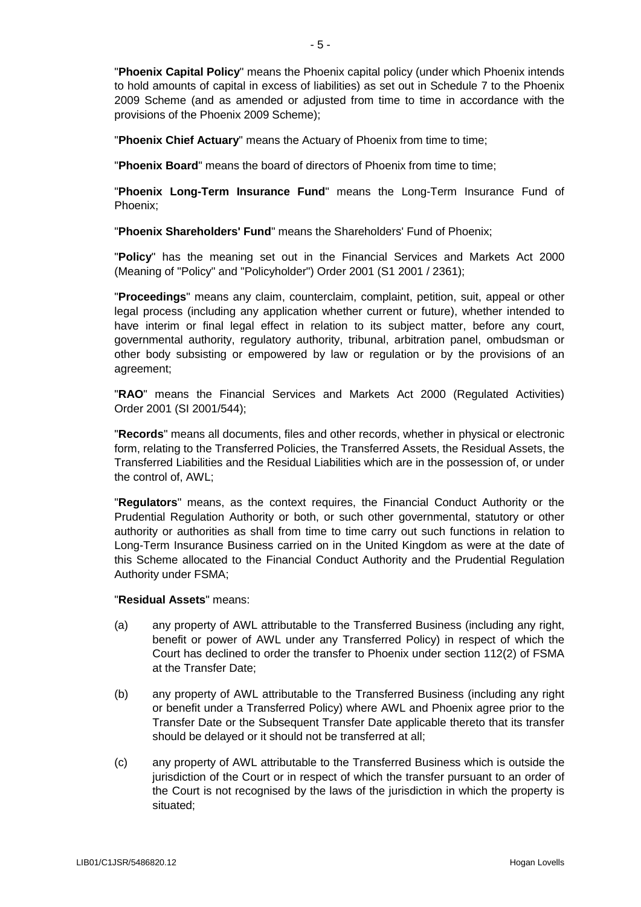"**Phoenix Capital Policy**" means the Phoenix capital policy (under which Phoenix intends to hold amounts of capital in excess of liabilities) as set out in Schedule 7 to the Phoenix 2009 Scheme (and as amended or adjusted from time to time in accordance with the provisions of the Phoenix 2009 Scheme);

"**Phoenix Chief Actuary**" means the Actuary of Phoenix from time to time;

"**Phoenix Board**" means the board of directors of Phoenix from time to time;

"**Phoenix Long-Term Insurance Fund**" means the Long-Term Insurance Fund of Phoenix;

"**Phoenix Shareholders' Fund**" means the Shareholders' Fund of Phoenix;

"**Policy**" has the meaning set out in the Financial Services and Markets Act 2000 (Meaning of "Policy" and "Policyholder") Order 2001 (S1 2001 / 2361);

"**Proceedings**" means any claim, counterclaim, complaint, petition, suit, appeal or other legal process (including any application whether current or future), whether intended to have interim or final legal effect in relation to its subject matter, before any court, governmental authority, regulatory authority, tribunal, arbitration panel, ombudsman or other body subsisting or empowered by law or regulation or by the provisions of an agreement;

"**RAO**" means the Financial Services and Markets Act 2000 (Regulated Activities) Order 2001 (SI 2001/544);

"**Records**" means all documents, files and other records, whether in physical or electronic form, relating to the Transferred Policies, the Transferred Assets, the Residual Assets, the Transferred Liabilities and the Residual Liabilities which are in the possession of, or under the control of, AWL;

"**Regulators**" means, as the context requires, the Financial Conduct Authority or the Prudential Regulation Authority or both, or such other governmental, statutory or other authority or authorities as shall from time to time carry out such functions in relation to Long-Term Insurance Business carried on in the United Kingdom as were at the date of this Scheme allocated to the Financial Conduct Authority and the Prudential Regulation Authority under FSMA;

"**Residual Assets**" means:

(a) any property of AWL attributable to the Transferred Business (including any right, benefit or power of AWL under any Transferred Policy) in respect of which the Court has declined to order the transfer to Phoenix under section 112(2) of FSMA at the Transfer Date;

(b) any property of AWL attributable to the Transferred Business (including any right or benefit under a Transferred Policy) where AWL and Phoenix agree prior to the Transfer Date or the Subsequent Transfer Date applicable thereto that its transfer should be delayed or it should not be transferred at all;

(c) any property of AWL attributable to the Transferred Business which is outside the jurisdiction of the Court or in respect of which the transfer pursuant to an order of the Court is not recognised by the laws of the jurisdiction in which the property is situated;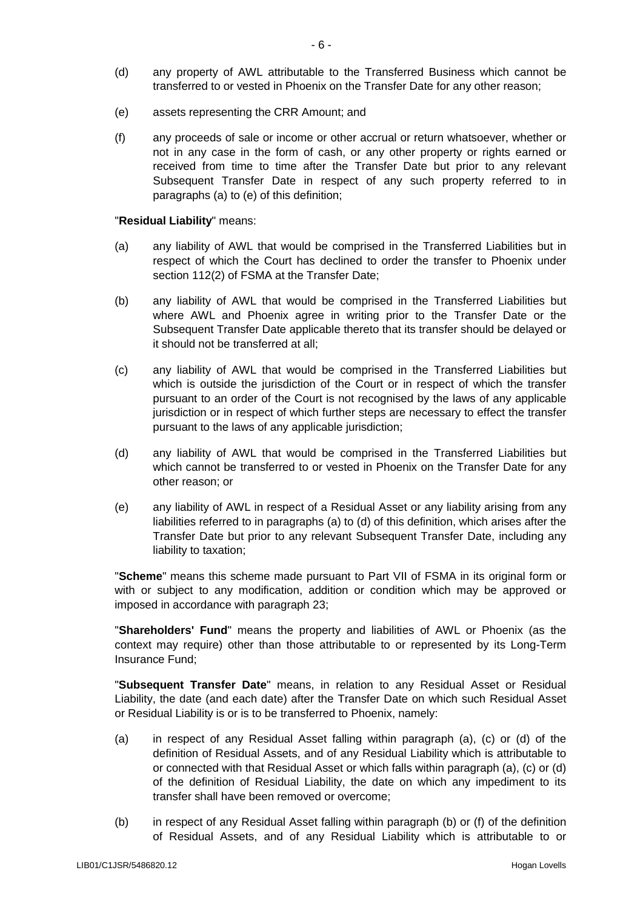(d) any property of AWL attributable to the Transferred Business which cannot be transferred to or vested in Phoenix on the Transfer Date for any other reason;

(e) assets representing the CRR Amount; and

(f) any proceeds of sale or income or other accrual or return whatsoever, whether or not in any case in the form of cash, or any other property or rights earned or received from time to time after the Transfer Date but prior to any relevant Subsequent Transfer Date in respect of any such property referred to in paragraphs (a) to (e) of this definition;

"**Residual Liability**" means:

(a) any liability of AWL that would be comprised in the Transferred Liabilities but in respect of which the Court has declined to order the transfer to Phoenix under section 112(2) of FSMA at the Transfer Date;

(b) any liability of AWL that would be comprised in the Transferred Liabilities but where AWL and Phoenix agree in writing prior to the Transfer Date or the Subsequent Transfer Date applicable thereto that its transfer should be delayed or it should not be transferred at all;

(c) any liability of AWL that would be comprised in the Transferred Liabilities but which is outside the jurisdiction of the Court or in respect of which the transfer pursuant to an order of the Court is not recognised by the laws of any applicable jurisdiction or in respect of which further steps are necessary to effect the transfer pursuant to the laws of any applicable jurisdiction;

(d) any liability of AWL that would be comprised in the Transferred Liabilities but which cannot be transferred to or vested in Phoenix on the Transfer Date for any other reason; or

(e) any liability of AWL in respect of a Residual Asset or any liability arising from any liabilities referred to in paragraphs (a) to (d) of this definition, which arises after the Transfer Date but prior to any relevant Subsequent Transfer Date, including any liability to taxation;

"**Scheme**" means this scheme made pursuant to Part VII of FSMA in its original form or with or subject to any modification, addition or condition which may be approved or imposed in accordance with paragraph 23;

"**Shareholders' Fund**" means the property and liabilities of AWL or Phoenix (as the context may require) other than those attributable to or represented by its Long-Term Insurance Fund;

"**Subsequent Transfer Date**" means, in relation to any Residual Asset or Residual Liability, the date (and each date) after the Transfer Date on which such Residual Asset or Residual Liability is or is to be transferred to Phoenix, namely:

(a) in respect of any Residual Asset falling within paragraph (a), (c) or (d) of the definition of Residual Assets, and of any Residual Liability which is attributable to or connected with that Residual Asset or which falls within paragraph (a), (c) or (d) of the definition of Residual Liability, the date on which any impediment to its transfer shall have been removed or overcome;

(b) in respect of any Residual Asset falling within paragraph (b) or (f) of the definition of Residual Assets, and of any Residual Liability which is attributable to or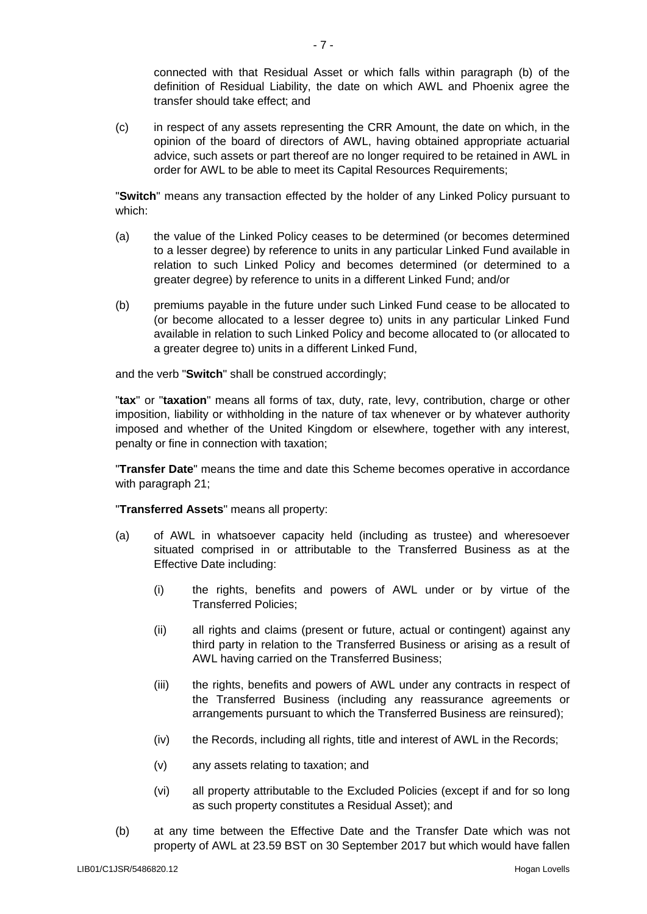connected with that Residual Asset or which falls within paragraph (b) of the definition of Residual Liability, the date on which AWL and Phoenix agree the transfer should take effect; and

(c) in respect of any assets representing the CRR Amount, the date on which, in the opinion of the board of directors of AWL, having obtained appropriate actuarial advice, such assets or part thereof are no longer required to be retained in AWL in order for AWL to be able to meet its Capital Resources Requirements;

"**Switch**" means any transaction effected by the holder of any Linked Policy pursuant to which:

(a) the value of the Linked Policy ceases to be determined (or becomes determined to a lesser degree) by reference to units in any particular Linked Fund available in relation to such Linked Policy and becomes determined (or determined to a greater degree) by reference to units in a different Linked Fund; and/or

(b) premiums payable in the future under such Linked Fund cease to be allocated to (or become allocated to a lesser degree to) units in any particular Linked Fund available in relation to such Linked Policy and become allocated to (or allocated to a greater degree to) units in a different Linked Fund,

and the verb "**Switch**" shall be construed accordingly;

"**tax**" or "**taxation**" means all forms of tax, duty, rate, levy, contribution, charge or other imposition, liability or withholding in the nature of tax whenever or by whatever authority imposed and whether of the United Kingdom or elsewhere, together with any interest, penalty or fine in connection with taxation;

"**Transfer Date**" means the time and date this Scheme becomes operative in accordance with paragraph 21;

"**Transferred Assets**" means all property:

(a) of AWL in whatsoever capacity held (including as trustee) and wheresoever situated comprised in or attributable to the Transferred Business as at the Effective Date including:

   (i) the rights, benefits and powers of AWL under or by virtue of the Transferred Policies;

   (ii) all rights and claims (present or future, actual or contingent) against any third party in relation to the Transferred Business or arising as a result of AWL having carried on the Transferred Business;

   (iii) the rights, benefits and powers of AWL under any contracts in respect of the Transferred Business (including any reassurance agreements or arrangements pursuant to which the Transferred Business are reinsured);

   (iv) the Records, including all rights, title and interest of AWL in the Records;

   (v) any assets relating to taxation; and

   (vi) all property attributable to the Excluded Policies (except if and for so long as such property constitutes a Residual Asset); and

(b) at any time between the Effective Date and the Transfer Date which was not property of AWL at 23.59 BST on 30 September 2017 but which would have fallen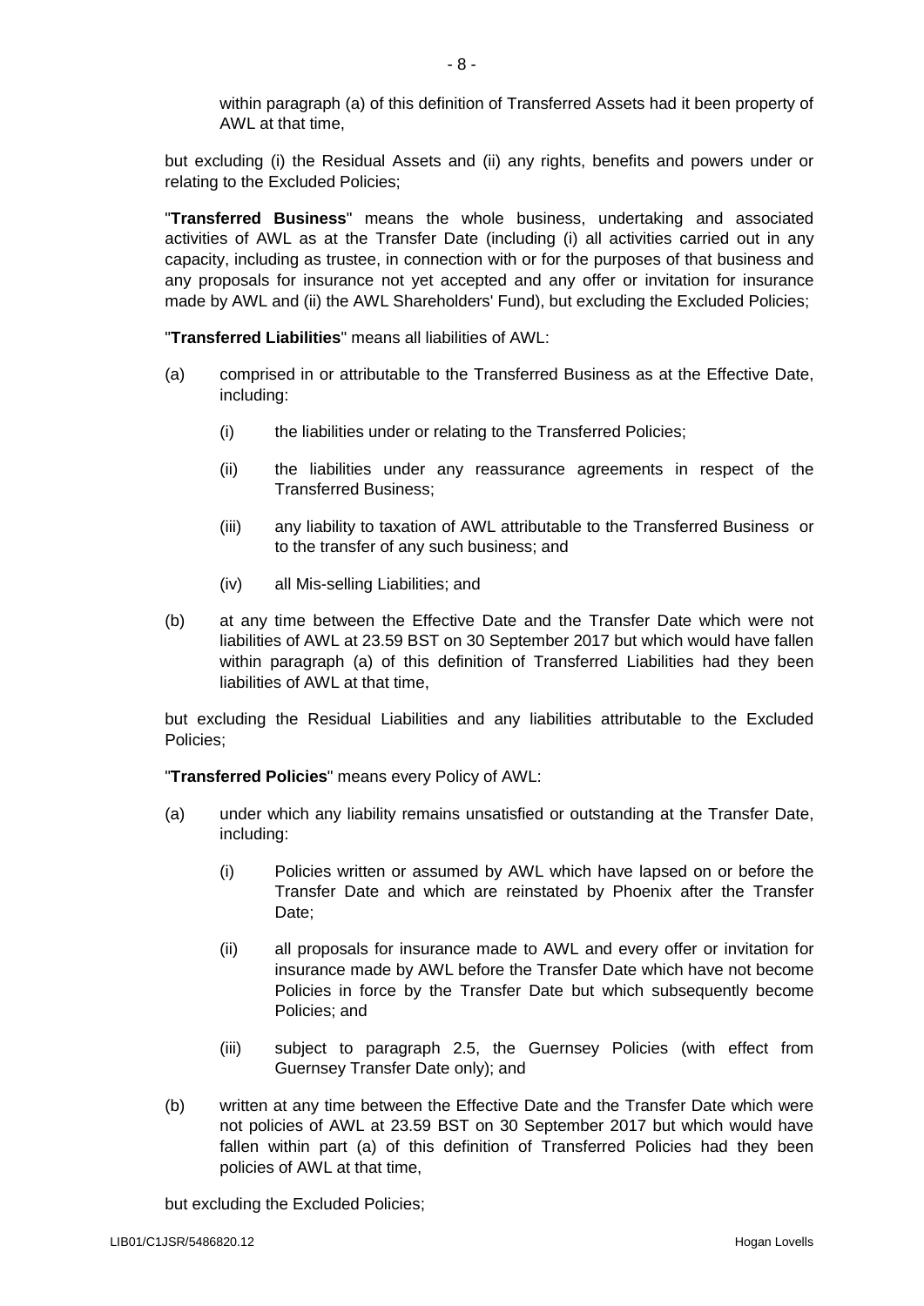within paragraph (a) of this definition of Transferred Assets had it been property of AWL at that time,

but excluding (i) the Residual Assets and (ii) any rights, benefits and powers under or relating to the Excluded Policies;

"**Transferred Business**" means the whole business, undertaking and associated activities of AWL as at the Transfer Date (including (i) all activities carried out in any capacity, including as trustee, in connection with or for the purposes of that business and any proposals for insurance not yet accepted and any offer or invitation for insurance made by AWL and (ii) the AWL Shareholders' Fund), but excluding the Excluded Policies;

"**Transferred Liabilities**" means all liabilities of AWL:

(a) comprised in or attributable to the Transferred Business as at the Effective Date, including:

   (i) the liabilities under or relating to the Transferred Policies;

   (ii) the liabilities under any reassurance agreements in respect of the Transferred Business;

   (iii) any liability to taxation of AWL attributable to the Transferred Business or to the transfer of any such business; and

   (iv) all Mis-selling Liabilities; and

(b) at any time between the Effective Date and the Transfer Date which were not liabilities of AWL at 23.59 BST on 30 September 2017 but which would have fallen within paragraph (a) of this definition of Transferred Liabilities had they been liabilities of AWL at that time,

but excluding the Residual Liabilities and any liabilities attributable to the Excluded Policies;

"**Transferred Policies**" means every Policy of AWL:

(a) under which any liability remains unsatisfied or outstanding at the Transfer Date, including:

   (i) Policies written or assumed by AWL which have lapsed on or before the Transfer Date and which are reinstated by Phoenix after the Transfer Date;

   (ii) all proposals for insurance made to AWL and every offer or invitation for insurance made by AWL before the Transfer Date which have not become Policies in force by the Transfer Date but which subsequently become Policies; and

   (iii) subject to paragraph 2.5, the Guernsey Policies (with effect from Guernsey Transfer Date only); and

(b) written at any time between the Effective Date and the Transfer Date which were not policies of AWL at 23.59 BST on 30 September 2017 but which would have fallen within part (a) of this definition of Transferred Policies had they been policies of AWL at that time,

but excluding the Excluded Policies;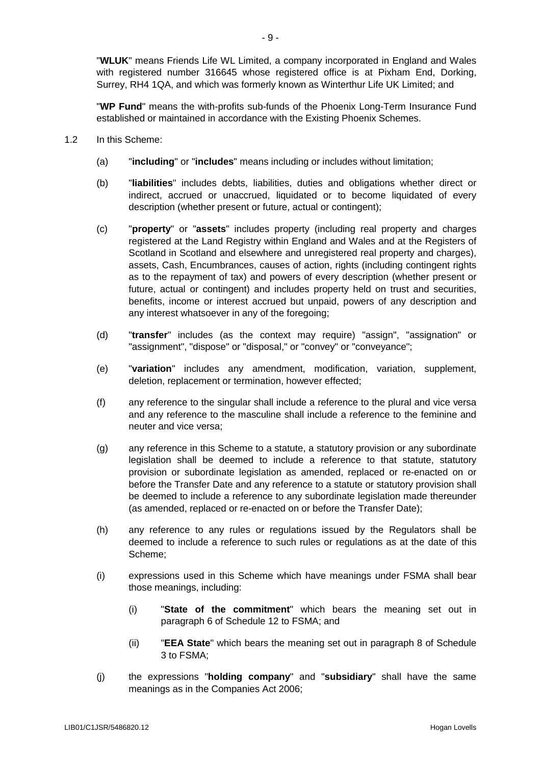"**WLUK**" means Friends Life WL Limited, a company incorporated in England and Wales with registered number 316645 whose registered office is at Pixham End, Dorking, Surrey, RH4 1QA, and which was formerly known as Winterthur Life UK Limited; and

"**WP Fund**" means the with-profits sub-funds of the Phoenix Long-Term Insurance Fund established or maintained in accordance with the Existing Phoenix Schemes.

1.2 In this Scheme:

(a) "**including**" or "**includes**" means including or includes without limitation;

(b) "**liabilities**" includes debts, liabilities, duties and obligations whether direct or indirect, accrued or unaccrued, liquidated or to become liquidated of every description (whether present or future, actual or contingent);

(c) "**property**" or "**assets**" includes property (including real property and charges registered at the Land Registry within England and Wales and at the Registers of Scotland in Scotland and elsewhere and unregistered real property and charges), assets, Cash, Encumbrances, causes of action, rights (including contingent rights as to the repayment of tax) and powers of every description (whether present or future, actual or contingent) and includes property held on trust and securities, benefits, income or interest accrued but unpaid, powers of any description and any interest whatsoever in any of the foregoing;

(d) "**transfer**" includes (as the context may require) "assign", "assignation" or "assignment", "dispose" or "disposal," or "convey" or "conveyance";

(e) "**variation**" includes any amendment, modification, variation, supplement, deletion, replacement or termination, however effected;

(f) any reference to the singular shall include a reference to the plural and vice versa and any reference to the masculine shall include a reference to the feminine and neuter and vice versa;

(g) any reference in this Scheme to a statute, a statutory provision or any subordinate legislation shall be deemed to include a reference to that statute, statutory provision or subordinate legislation as amended, replaced or re-enacted on or before the Transfer Date and any reference to a statute or statutory provision shall be deemed to include a reference to any subordinate legislation made thereunder (as amended, replaced or re-enacted on or before the Transfer Date);

(h) any reference to any rules or regulations issued by the Regulators shall be deemed to include a reference to such rules or regulations as at the date of this Scheme;

(i) expressions used in this Scheme which have meanings under FSMA shall bear those meanings, including:

(i) "**State of the commitment**" which bears the meaning set out in paragraph 6 of Schedule 12 to FSMA; and

(ii) "**EEA State**" which bears the meaning set out in paragraph 8 of Schedule 3 to FSMA;

(j) the expressions "**holding company**" and "**subsidiary**" shall have the same meanings as in the Companies Act 2006;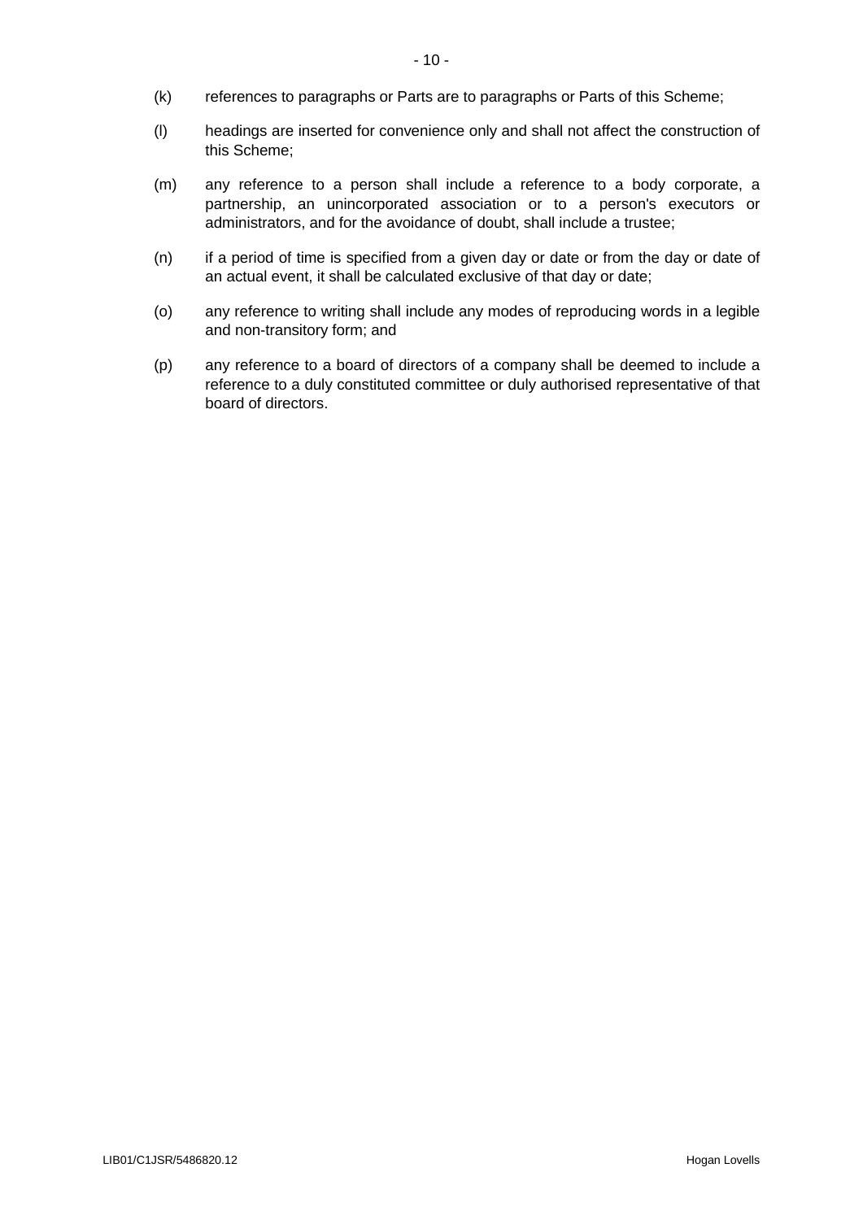(k) references to paragraphs or Parts are to paragraphs or Parts of this Scheme;

(l) headings are inserted for convenience only and shall not affect the construction of this Scheme;

(m) any reference to a person shall include a reference to a body corporate, a partnership, an unincorporated association or to a person's executors or administrators, and for the avoidance of doubt, shall include a trustee;

(n) if a period of time is specified from a given day or date or from the day or date of an actual event, it shall be calculated exclusive of that day or date;

(o) any reference to writing shall include any modes of reproducing words in a legible and non-transitory form; and

(p) any reference to a board of directors of a company shall be deemed to include a reference to a duly constituted committee or duly authorised representative of that board of directors.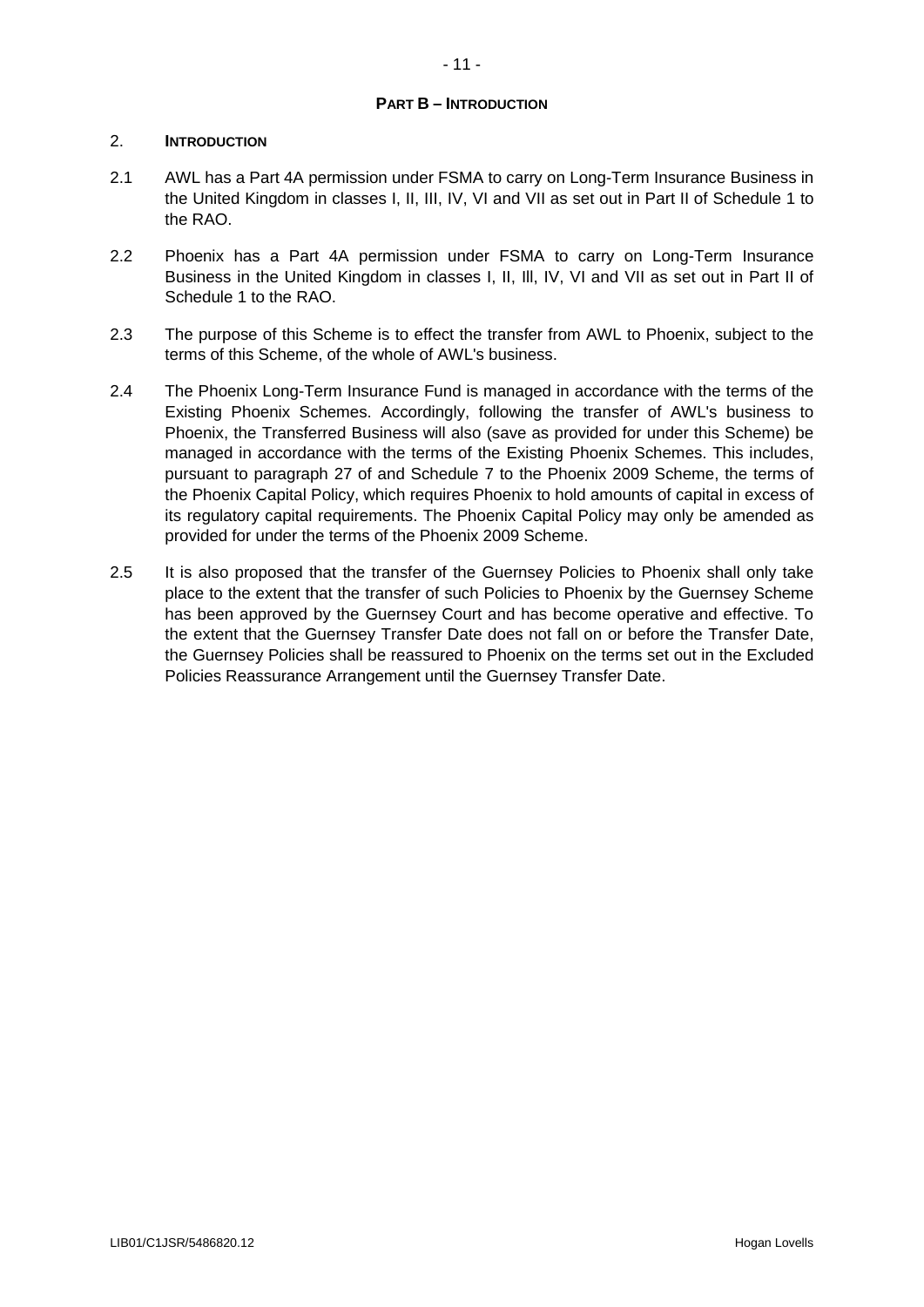## PART B – INTRODUCTION

### 2. INTRODUCTION

2.1 AWL has a Part 4A permission under FSMA to carry on Long-Term Insurance Business in the United Kingdom in classes I, II, III, IV, VI and VII as set out in Part II of Schedule 1 to the RAO.

2.2 Phoenix has a Part 4A permission under FSMA to carry on Long-Term Insurance Business in the United Kingdom in classes I, II, Ill, IV, VI and VII as set out in Part II of Schedule 1 to the RAO.

2.3 The purpose of this Scheme is to effect the transfer from AWL to Phoenix, subject to the terms of this Scheme, of the whole of AWL's business.

2.4 The Phoenix Long-Term Insurance Fund is managed in accordance with the terms of the Existing Phoenix Schemes. Accordingly, following the transfer of AWL's business to Phoenix, the Transferred Business will also (save as provided for under this Scheme) be managed in accordance with the terms of the Existing Phoenix Schemes. This includes, pursuant to paragraph 27 of and Schedule 7 to the Phoenix 2009 Scheme, the terms of the Phoenix Capital Policy, which requires Phoenix to hold amounts of capital in excess of its regulatory capital requirements. The Phoenix Capital Policy may only be amended as provided for under the terms of the Phoenix 2009 Scheme.

2.5 It is also proposed that the transfer of the Guernsey Policies to Phoenix shall only take place to the extent that the transfer of such Policies to Phoenix by the Guernsey Scheme has been approved by the Guernsey Court and has become operative and effective. To the extent that the Guernsey Transfer Date does not fall on or before the Transfer Date, the Guernsey Policies shall be reassured to Phoenix on the terms set out in the Excluded Policies Reassurance Arrangement until the Guernsey Transfer Date.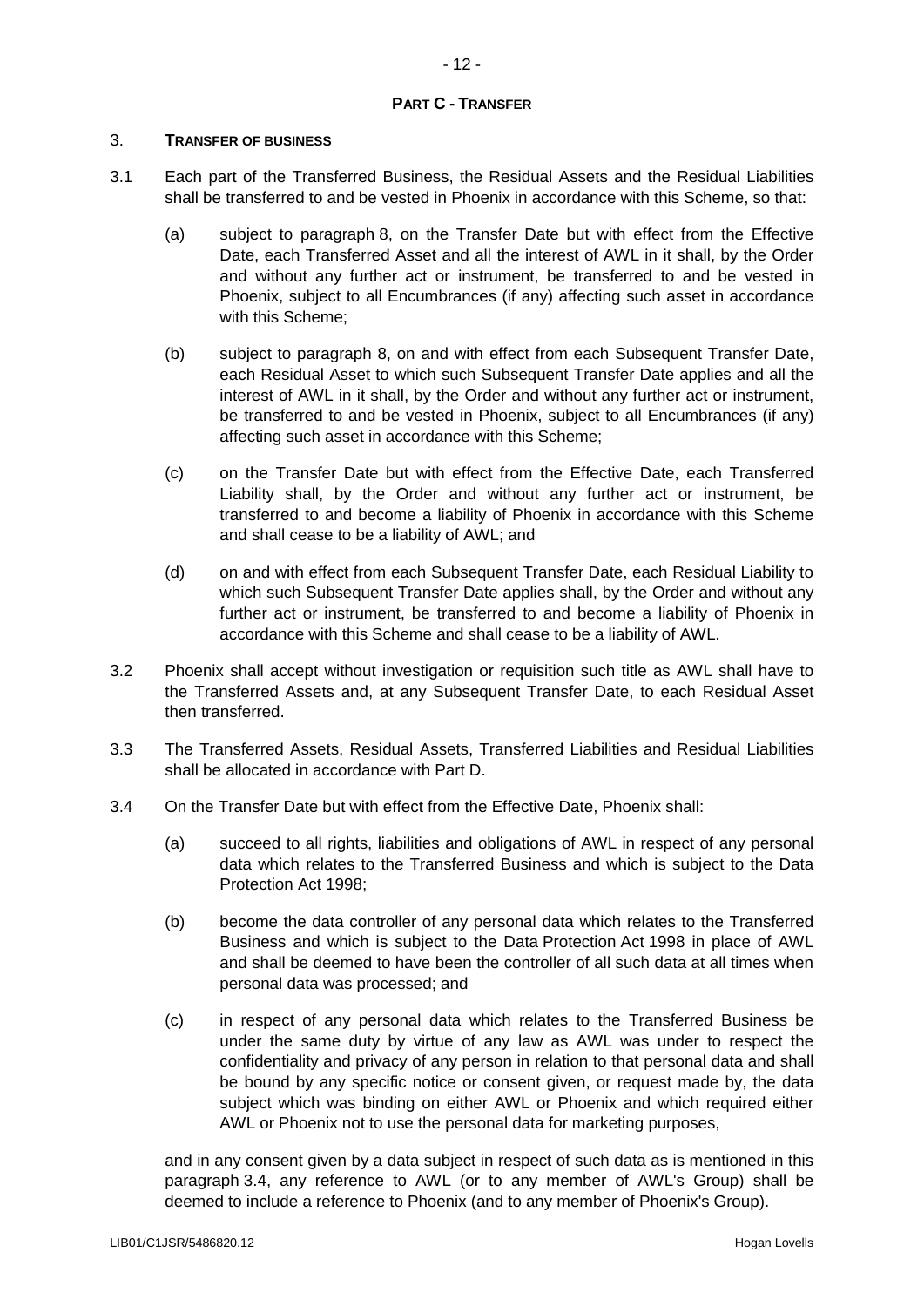## PART C - TRANSFER

### 3. TRANSFER OF BUSINESS

3.1 Each part of the Transferred Business, the Residual Assets and the Residual Liabilities shall be transferred to and be vested in Phoenix in accordance with this Scheme, so that:

(a) subject to paragraph 8, on the Transfer Date but with effect from the Effective Date, each Transferred Asset and all the interest of AWL in it shall, by the Order and without any further act or instrument, be transferred to and be vested in Phoenix, subject to all Encumbrances (if any) affecting such asset in accordance with this Scheme;

(b) subject to paragraph 8, on and with effect from each Subsequent Transfer Date, each Residual Asset to which such Subsequent Transfer Date applies and all the interest of AWL in it shall, by the Order and without any further act or instrument, be transferred to and be vested in Phoenix, subject to all Encumbrances (if any) affecting such asset in accordance with this Scheme;

(c) on the Transfer Date but with effect from the Effective Date, each Transferred Liability shall, by the Order and without any further act or instrument, be transferred to and become a liability of Phoenix in accordance with this Scheme and shall cease to be a liability of AWL; and

(d) on and with effect from each Subsequent Transfer Date, each Residual Liability to which such Subsequent Transfer Date applies shall, by the Order and without any further act or instrument, be transferred to and become a liability of Phoenix in accordance with this Scheme and shall cease to be a liability of AWL.

3.2 Phoenix shall accept without investigation or requisition such title as AWL shall have to the Transferred Assets and, at any Subsequent Transfer Date, to each Residual Asset then transferred.

3.3 The Transferred Assets, Residual Assets, Transferred Liabilities and Residual Liabilities shall be allocated in accordance with Part D.

3.4 On the Transfer Date but with effect from the Effective Date, Phoenix shall:

(a) succeed to all rights, liabilities and obligations of AWL in respect of any personal data which relates to the Transferred Business and which is subject to the Data Protection Act 1998;

(b) become the data controller of any personal data which relates to the Transferred Business and which is subject to the Data Protection Act 1998 in place of AWL and shall be deemed to have been the controller of all such data at all times when personal data was processed; and

(c) in respect of any personal data which relates to the Transferred Business be under the same duty by virtue of any law as AWL was under to respect the confidentiality and privacy of any person in relation to that personal data and shall be bound by any specific notice or consent given, or request made by, the data subject which was binding on either AWL or Phoenix and which required either AWL or Phoenix not to use the personal data for marketing purposes,

and in any consent given by a data subject in respect of such data as is mentioned in this paragraph 3.4, any reference to AWL (or to any member of AWL's Group) shall be deemed to include a reference to Phoenix (and to any member of Phoenix's Group).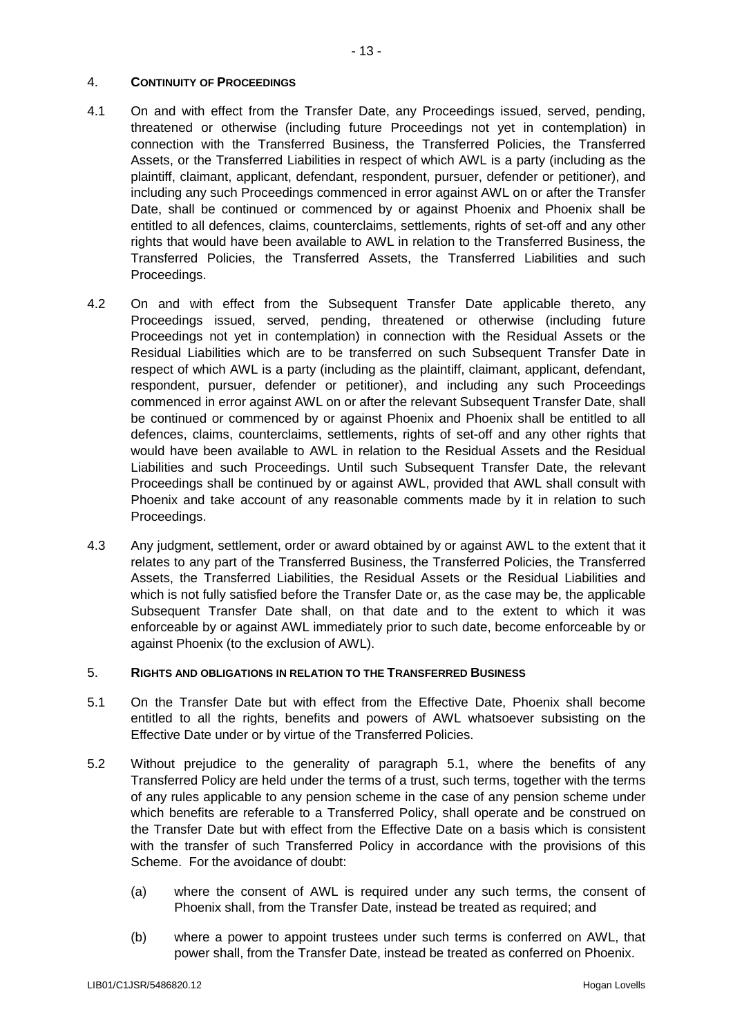## 4. CONTINUITY OF PROCEEDINGS

4.1 On and with effect from the Transfer Date, any Proceedings issued, served, pending, threatened or otherwise (including future Proceedings not yet in contemplation) in connection with the Transferred Business, the Transferred Policies, the Transferred Assets, or the Transferred Liabilities in respect of which AWL is a party (including as the plaintiff, claimant, applicant, defendant, respondent, pursuer, defender or petitioner), and including any such Proceedings commenced in error against AWL on or after the Transfer Date, shall be continued or commenced by or against Phoenix and Phoenix shall be entitled to all defences, claims, counterclaims, settlements, rights of set-off and any other rights that would have been available to AWL in relation to the Transferred Business, the Transferred Policies, the Transferred Assets, the Transferred Liabilities and such Proceedings.

4.2 On and with effect from the Subsequent Transfer Date applicable thereto, any Proceedings issued, served, pending, threatened or otherwise (including future Proceedings not yet in contemplation) in connection with the Residual Assets or the Residual Liabilities which are to be transferred on such Subsequent Transfer Date in respect of which AWL is a party (including as the plaintiff, claimant, applicant, defendant, respondent, pursuer, defender or petitioner), and including any such Proceedings commenced in error against AWL on or after the relevant Subsequent Transfer Date, shall be continued or commenced by or against Phoenix and Phoenix shall be entitled to all defences, claims, counterclaims, settlements, rights of set-off and any other rights that would have been available to AWL in relation to the Residual Assets and the Residual Liabilities and such Proceedings. Until such Subsequent Transfer Date, the relevant Proceedings shall be continued by or against AWL, provided that AWL shall consult with Phoenix and take account of any reasonable comments made by it in relation to such Proceedings.

4.3 Any judgment, settlement, order or award obtained by or against AWL to the extent that it relates to any part of the Transferred Business, the Transferred Policies, the Transferred Assets, the Transferred Liabilities, the Residual Assets or the Residual Liabilities and which is not fully satisfied before the Transfer Date or, as the case may be, the applicable Subsequent Transfer Date shall, on that date and to the extent to which it was enforceable by or against AWL immediately prior to such date, become enforceable by or against Phoenix (to the exclusion of AWL).

## 5. RIGHTS AND OBLIGATIONS IN RELATION TO THE TRANSFERRED BUSINESS

5.1 On the Transfer Date but with effect from the Effective Date, Phoenix shall become entitled to all the rights, benefits and powers of AWL whatsoever subsisting on the Effective Date under or by virtue of the Transferred Policies.

5.2 Without prejudice to the generality of paragraph 5.1, where the benefits of any Transferred Policy are held under the terms of a trust, such terms, together with the terms of any rules applicable to any pension scheme in the case of any pension scheme under which benefits are referable to a Transferred Policy, shall operate and be construed on the Transfer Date but with effect from the Effective Date on a basis which is consistent with the transfer of such Transferred Policy in accordance with the provisions of this Scheme. For the avoidance of doubt:

(a) where the consent of AWL is required under any such terms, the consent of Phoenix shall, from the Transfer Date, instead be treated as required; and

(b) where a power to appoint trustees under such terms is conferred on AWL, that power shall, from the Transfer Date, instead be treated as conferred on Phoenix.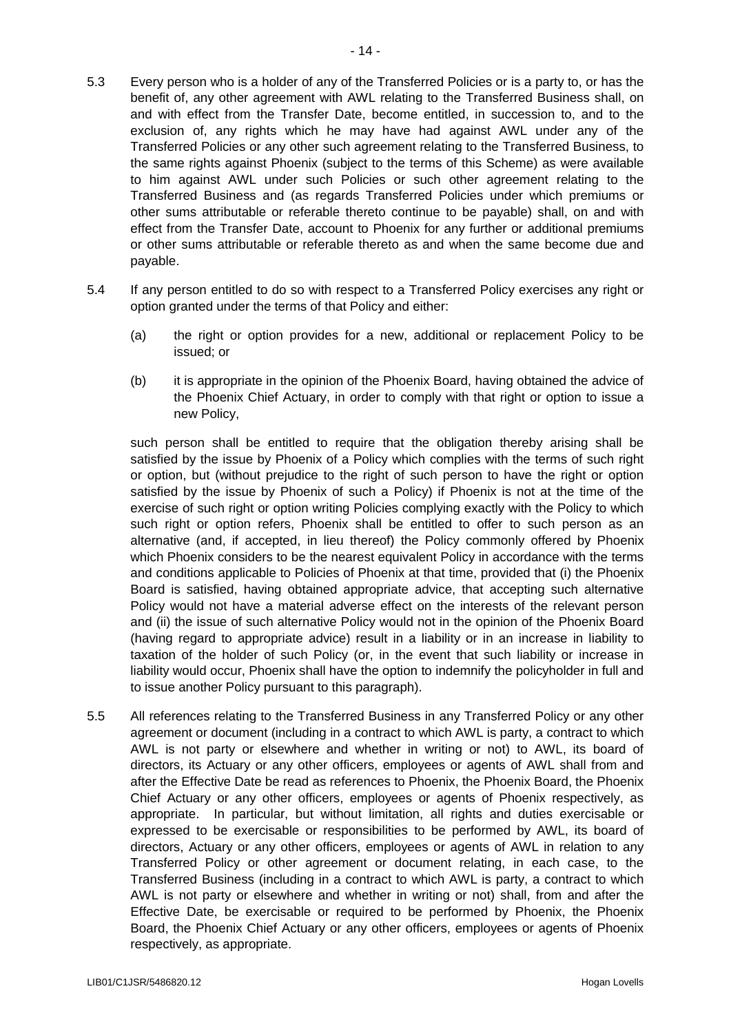5.3 Every person who is a holder of any of the Transferred Policies or is a party to, or has the benefit of, any other agreement with AWL relating to the Transferred Business shall, on and with effect from the Transfer Date, become entitled, in succession to, and to the exclusion of, any rights which he may have had against AWL under any of the Transferred Policies or any other such agreement relating to the Transferred Business, to the same rights against Phoenix (subject to the terms of this Scheme) as were available to him against AWL under such Policies or such other agreement relating to the Transferred Business and (as regards Transferred Policies under which premiums or other sums attributable or referable thereto continue to be payable) shall, on and with effect from the Transfer Date, account to Phoenix for any further or additional premiums or other sums attributable or referable thereto as and when the same become due and payable.

5.4 If any person entitled to do so with respect to a Transferred Policy exercises any right or option granted under the terms of that Policy and either:

(a) the right or option provides for a new, additional or replacement Policy to be issued; or

(b) it is appropriate in the opinion of the Phoenix Board, having obtained the advice of the Phoenix Chief Actuary, in order to comply with that right or option to issue a new Policy,

such person shall be entitled to require that the obligation thereby arising shall be satisfied by the issue by Phoenix of a Policy which complies with the terms of such right or option, but (without prejudice to the right of such person to have the right or option satisfied by the issue by Phoenix of such a Policy) if Phoenix is not at the time of the exercise of such right or option writing Policies complying exactly with the Policy to which such right or option refers, Phoenix shall be entitled to offer to such person as an alternative (and, if accepted, in lieu thereof) the Policy commonly offered by Phoenix which Phoenix considers to be the nearest equivalent Policy in accordance with the terms and conditions applicable to Policies of Phoenix at that time, provided that (i) the Phoenix Board is satisfied, having obtained appropriate advice, that accepting such alternative Policy would not have a material adverse effect on the interests of the relevant person and (ii) the issue of such alternative Policy would not in the opinion of the Phoenix Board (having regard to appropriate advice) result in a liability or in an increase in liability to taxation of the holder of such Policy (or, in the event that such liability or increase in liability would occur, Phoenix shall have the option to indemnify the policyholder in full and to issue another Policy pursuant to this paragraph).

5.5 All references relating to the Transferred Business in any Transferred Policy or any other agreement or document (including in a contract to which AWL is party, a contract to which AWL is not party or elsewhere and whether in writing or not) to AWL, its board of directors, its Actuary or any other officers, employees or agents of AWL shall from and after the Effective Date be read as references to Phoenix, the Phoenix Board, the Phoenix Chief Actuary or any other officers, employees or agents of Phoenix respectively, as appropriate. In particular, but without limitation, all rights and duties exercisable or expressed to be exercisable or responsibilities to be performed by AWL, its board of directors, Actuary or any other officers, employees or agents of AWL in relation to any Transferred Policy or other agreement or document relating, in each case, to the Transferred Business (including in a contract to which AWL is party, a contract to which AWL is not party or elsewhere and whether in writing or not) shall, from and after the Effective Date, be exercisable or required to be performed by Phoenix, the Phoenix Board, the Phoenix Chief Actuary or any other officers, employees or agents of Phoenix respectively, as appropriate.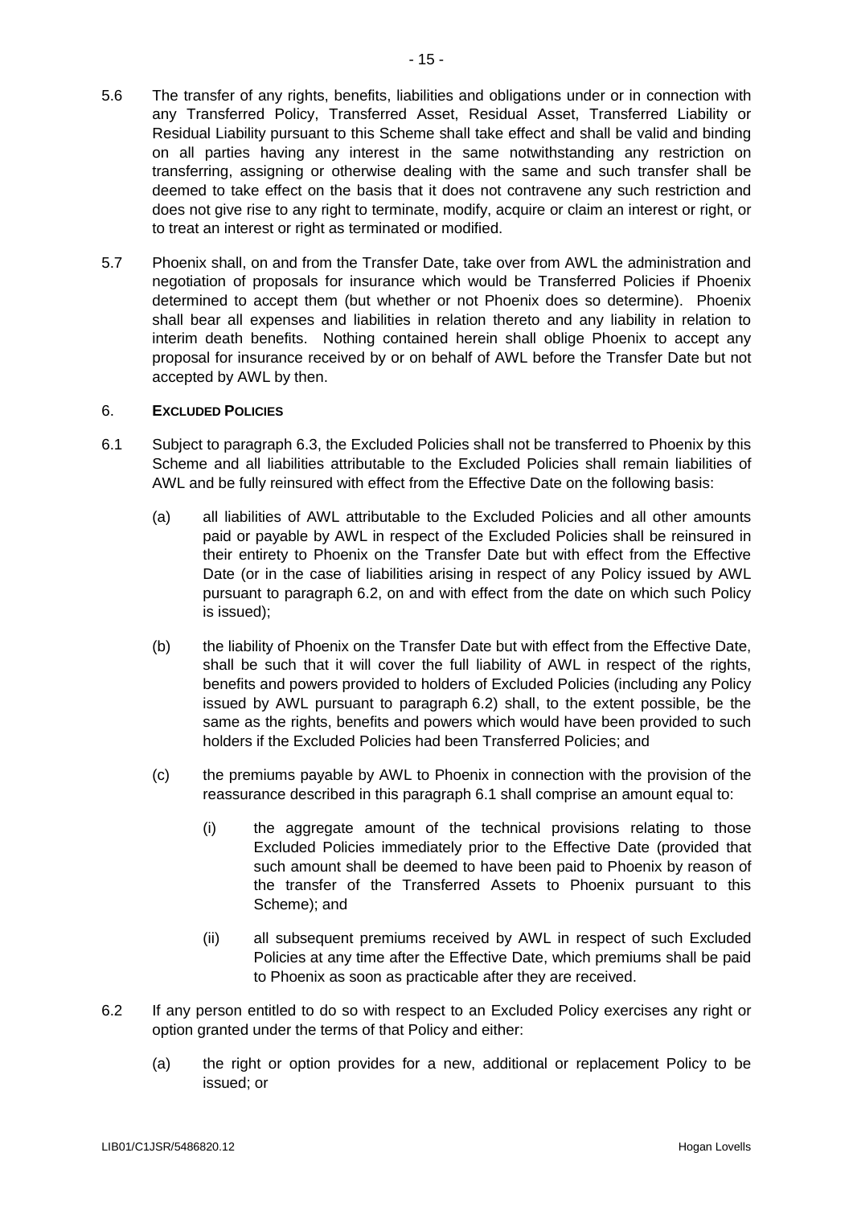5.6 The transfer of any rights, benefits, liabilities and obligations under or in connection with any Transferred Policy, Transferred Asset, Residual Asset, Transferred Liability or Residual Liability pursuant to this Scheme shall take effect and shall be valid and binding on all parties having any interest in the same notwithstanding any restriction on transferring, assigning or otherwise dealing with the same and such transfer shall be deemed to take effect on the basis that it does not contravene any such restriction and does not give rise to any right to terminate, modify, acquire or claim an interest or right, or to treat an interest or right as terminated or modified.

5.7 Phoenix shall, on and from the Transfer Date, take over from AWL the administration and negotiation of proposals for insurance which would be Transferred Policies if Phoenix determined to accept them (but whether or not Phoenix does so determine). Phoenix shall bear all expenses and liabilities in relation thereto and any liability in relation to interim death benefits. Nothing contained herein shall oblige Phoenix to accept any proposal for insurance received by or on behalf of AWL before the Transfer Date but not accepted by AWL by then.

## 6. EXCLUDED POLICIES

6.1 Subject to paragraph 6.3, the Excluded Policies shall not be transferred to Phoenix by this Scheme and all liabilities attributable to the Excluded Policies shall remain liabilities of AWL and be fully reinsured with effect from the Effective Date on the following basis:

(a) all liabilities of AWL attributable to the Excluded Policies and all other amounts paid or payable by AWL in respect of the Excluded Policies shall be reinsured in their entirety to Phoenix on the Transfer Date but with effect from the Effective Date (or in the case of liabilities arising in respect of any Policy issued by AWL pursuant to paragraph 6.2, on and with effect from the date on which such Policy is issued);

(b) the liability of Phoenix on the Transfer Date but with effect from the Effective Date, shall be such that it will cover the full liability of AWL in respect of the rights, benefits and powers provided to holders of Excluded Policies (including any Policy issued by AWL pursuant to paragraph 6.2) shall, to the extent possible, be the same as the rights, benefits and powers which would have been provided to such holders if the Excluded Policies had been Transferred Policies; and

(c) the premiums payable by AWL to Phoenix in connection with the provision of the reassurance described in this paragraph 6.1 shall comprise an amount equal to:

(i) the aggregate amount of the technical provisions relating to those Excluded Policies immediately prior to the Effective Date (provided that such amount shall be deemed to have been paid to Phoenix by reason of the transfer of the Transferred Assets to Phoenix pursuant to this Scheme); and

(ii) all subsequent premiums received by AWL in respect of such Excluded Policies at any time after the Effective Date, which premiums shall be paid to Phoenix as soon as practicable after they are received.

6.2 If any person entitled to do so with respect to an Excluded Policy exercises any right or option granted under the terms of that Policy and either:

(a) the right or option provides for a new, additional or replacement Policy to be issued; or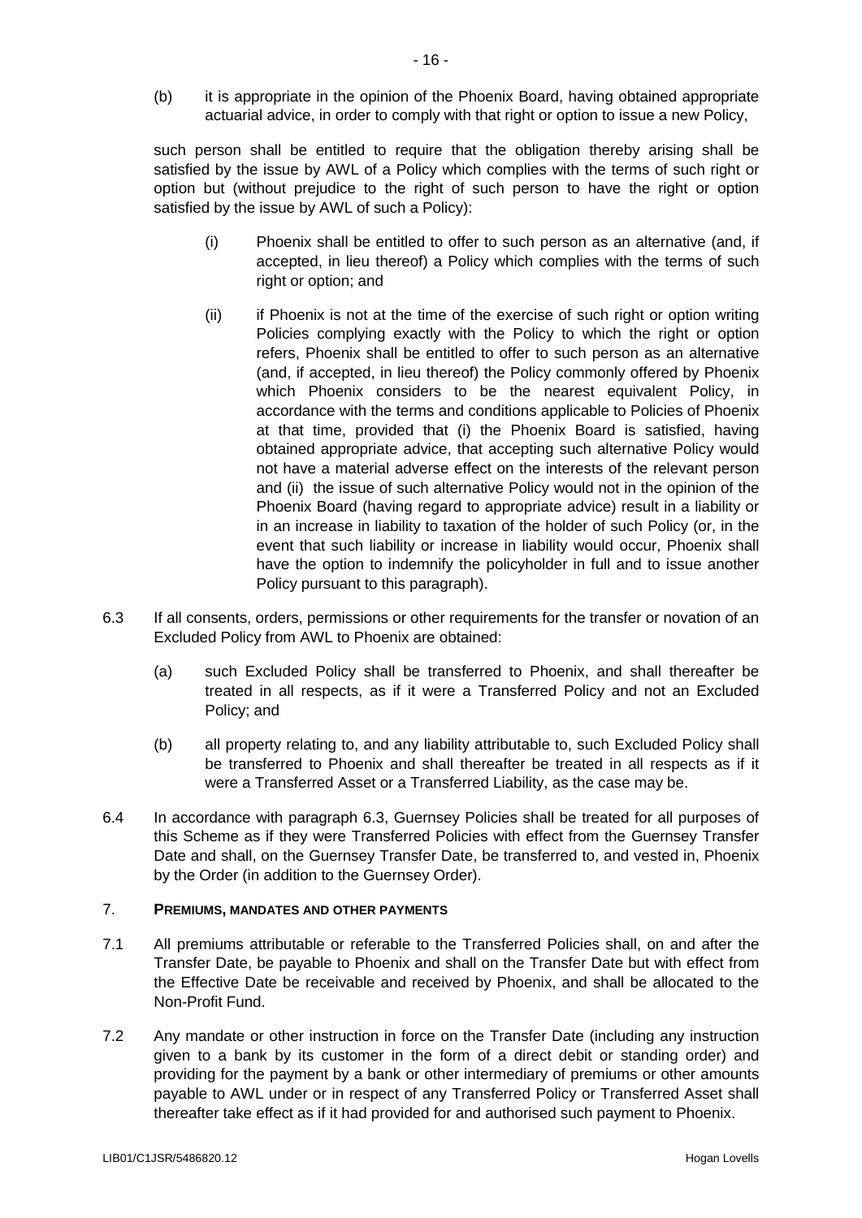(b) it is appropriate in the opinion of the Phoenix Board, having obtained appropriate actuarial advice, in order to comply with that right or option to issue a new Policy,

such person shall be entitled to require that the obligation thereby arising shall be satisfied by the issue by AWL of a Policy which complies with the terms of such right or option but (without prejudice to the right of such person to have the right or option satisfied by the issue by AWL of such a Policy):

(i) Phoenix shall be entitled to offer to such person as an alternative (and, if accepted, in lieu thereof) a Policy which complies with the terms of such right or option; and

(ii) if Phoenix is not at the time of the exercise of such right or option writing Policies complying exactly with the Policy to which the right or option refers, Phoenix shall be entitled to offer to such person as an alternative (and, if accepted, in lieu thereof) the Policy commonly offered by Phoenix which Phoenix considers to be the nearest equivalent Policy, in accordance with the terms and conditions applicable to Policies of Phoenix at that time, provided that (i) the Phoenix Board is satisfied, having obtained appropriate advice, that accepting such alternative Policy would not have a material adverse effect on the interests of the relevant person and (ii) the issue of such alternative Policy would not in the opinion of the Phoenix Board (having regard to appropriate advice) result in a liability or in an increase in liability to taxation of the holder of such Policy (or, in the event that such liability or increase in liability would occur, Phoenix shall have the option to indemnify the policyholder in full and to issue another Policy pursuant to this paragraph).

6.3 If all consents, orders, permissions or other requirements for the transfer or novation of an Excluded Policy from AWL to Phoenix are obtained:

(a) such Excluded Policy shall be transferred to Phoenix, and shall thereafter be treated in all respects, as if it were a Transferred Policy and not an Excluded Policy; and

(b) all property relating to, and any liability attributable to, such Excluded Policy shall be transferred to Phoenix and shall thereafter be treated in all respects as if it were a Transferred Asset or a Transferred Liability, as the case may be.

6.4 In accordance with paragraph 6.3, Guernsey Policies shall be treated for all purposes of this Scheme as if they were Transferred Policies with effect from the Guernsey Transfer Date and shall, on the Guernsey Transfer Date, be transferred to, and vested in, Phoenix by the Order (in addition to the Guernsey Order).

## 7. PREMIUMS, MANDATES AND OTHER PAYMENTS

7.1 All premiums attributable or referable to the Transferred Policies shall, on and after the Transfer Date, be payable to Phoenix and shall on the Transfer Date but with effect from the Effective Date be receivable and received by Phoenix, and shall be allocated to the Non-Profit Fund.

7.2 Any mandate or other instruction in force on the Transfer Date (including any instruction given to a bank by its customer in the form of a direct debit or standing order) and providing for the payment by a bank or other intermediary of premiums or other amounts payable to AWL under or in respect of any Transferred Policy or Transferred Asset shall thereafter take effect as if it had provided for and authorised such payment to Phoenix.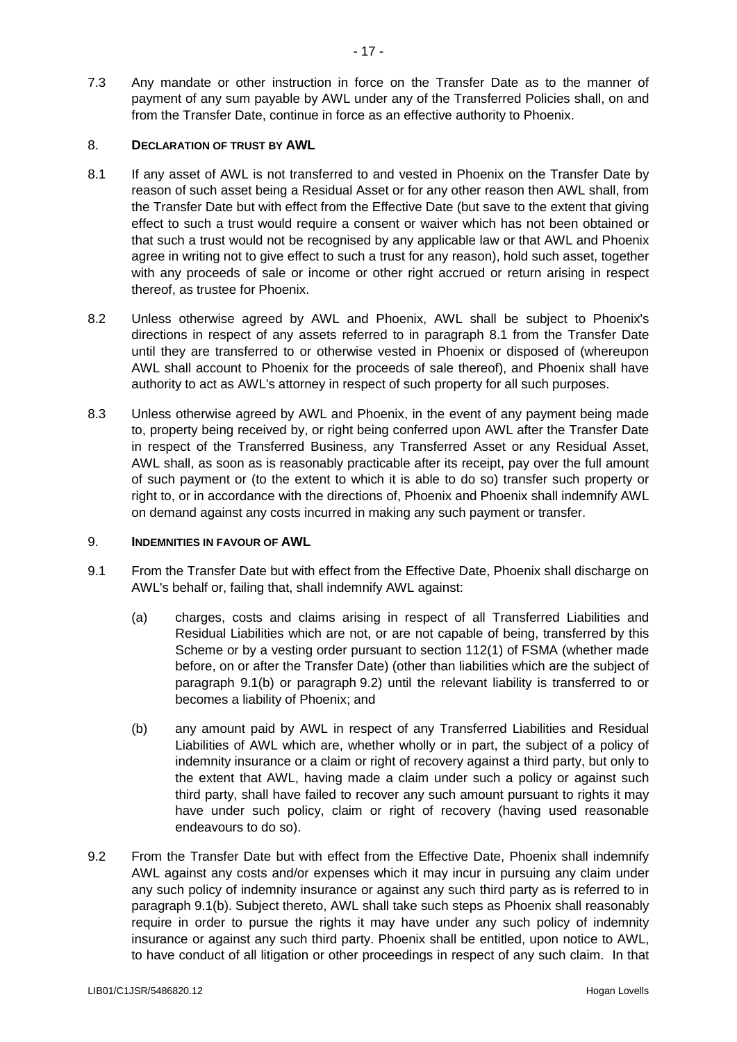7.3 Any mandate or other instruction in force on the Transfer Date as to the manner of payment of any sum payable by AWL under any of the Transferred Policies shall, on and from the Transfer Date, continue in force as an effective authority to Phoenix.

## 8. DECLARATION OF TRUST BY AWL

8.1 If any asset of AWL is not transferred to and vested in Phoenix on the Transfer Date by reason of such asset being a Residual Asset or for any other reason then AWL shall, from the Transfer Date but with effect from the Effective Date (but save to the extent that giving effect to such a trust would require a consent or waiver which has not been obtained or that such a trust would not be recognised by any applicable law or that AWL and Phoenix agree in writing not to give effect to such a trust for any reason), hold such asset, together with any proceeds of sale or income or other right accrued or return arising in respect thereof, as trustee for Phoenix.

8.2 Unless otherwise agreed by AWL and Phoenix, AWL shall be subject to Phoenix's directions in respect of any assets referred to in paragraph 8.1 from the Transfer Date until they are transferred to or otherwise vested in Phoenix or disposed of (whereupon AWL shall account to Phoenix for the proceeds of sale thereof), and Phoenix shall have authority to act as AWL's attorney in respect of such property for all such purposes.

8.3 Unless otherwise agreed by AWL and Phoenix, in the event of any payment being made to, property being received by, or right being conferred upon AWL after the Transfer Date in respect of the Transferred Business, any Transferred Asset or any Residual Asset, AWL shall, as soon as is reasonably practicable after its receipt, pay over the full amount of such payment or (to the extent to which it is able to do so) transfer such property or right to, or in accordance with the directions of, Phoenix and Phoenix shall indemnify AWL on demand against any costs incurred in making any such payment or transfer.

## 9. INDEMNITIES IN FAVOUR OF AWL

9.1 From the Transfer Date but with effect from the Effective Date, Phoenix shall discharge on AWL's behalf or, failing that, shall indemnify AWL against:

(a) charges, costs and claims arising in respect of all Transferred Liabilities and Residual Liabilities which are not, or are not capable of being, transferred by this Scheme or by a vesting order pursuant to section 112(1) of FSMA (whether made before, on or after the Transfer Date) (other than liabilities which are the subject of paragraph 9.1(b) or paragraph 9.2) until the relevant liability is transferred to or becomes a liability of Phoenix; and

(b) any amount paid by AWL in respect of any Transferred Liabilities and Residual Liabilities of AWL which are, whether wholly or in part, the subject of a policy of indemnity insurance or a claim or right of recovery against a third party, but only to the extent that AWL, having made a claim under such a policy or against such third party, shall have failed to recover any such amount pursuant to rights it may have under such policy, claim or right of recovery (having used reasonable endeavours to do so).

9.2 From the Transfer Date but with effect from the Effective Date, Phoenix shall indemnify AWL against any costs and/or expenses which it may incur in pursuing any claim under any such policy of indemnity insurance or against any such third party as is referred to in paragraph 9.1(b). Subject thereto, AWL shall take such steps as Phoenix shall reasonably require in order to pursue the rights it may have under any such policy of indemnity insurance or against any such third party. Phoenix shall be entitled, upon notice to AWL, to have conduct of all litigation or other proceedings in respect of any such claim. In that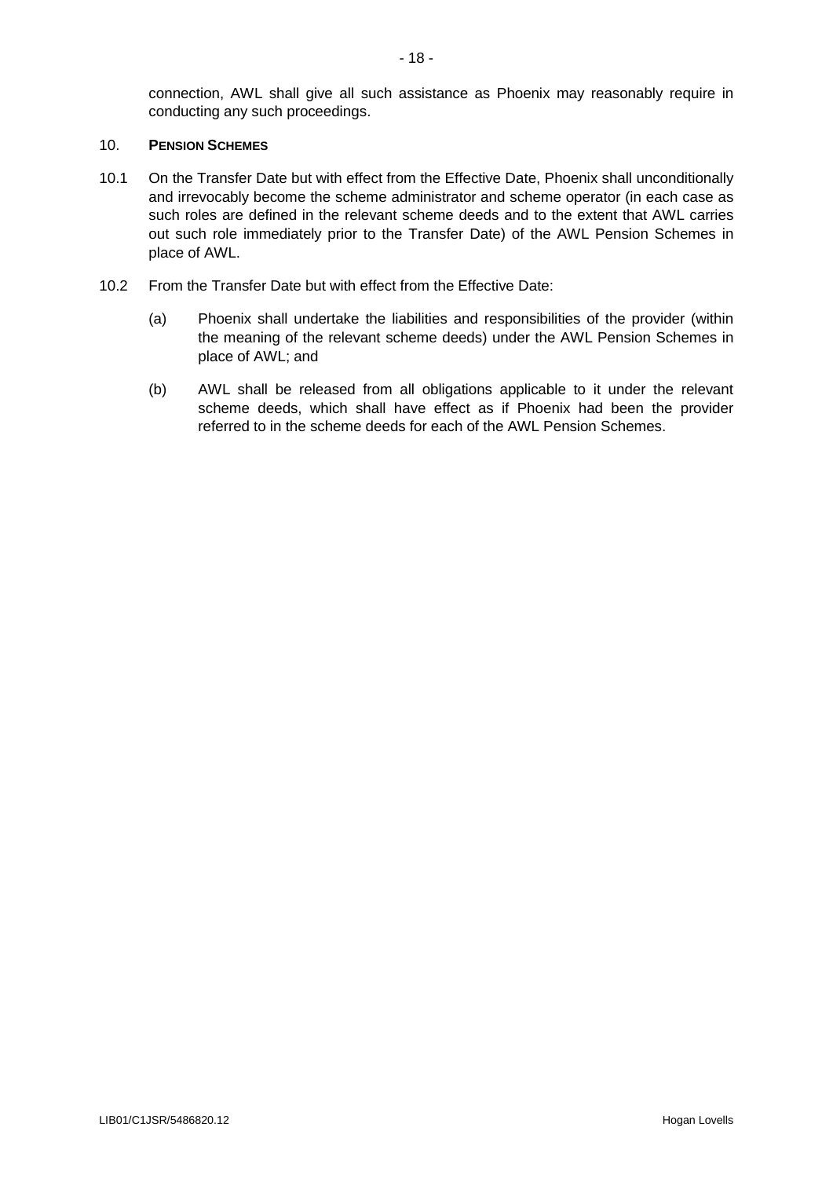connection, AWL shall give all such assistance as Phoenix may reasonably require in conducting any such proceedings.

10. **PENSION SCHEMES**

10.1 On the Transfer Date but with effect from the Effective Date, Phoenix shall unconditionally and irrevocably become the scheme administrator and scheme operator (in each case as such roles are defined in the relevant scheme deeds and to the extent that AWL carries out such role immediately prior to the Transfer Date) of the AWL Pension Schemes in place of AWL.

10.2 From the Transfer Date but with effect from the Effective Date:

(a) Phoenix shall undertake the liabilities and responsibilities of the provider (within the meaning of the relevant scheme deeds) under the AWL Pension Schemes in place of AWL; and

(b) AWL shall be released from all obligations applicable to it under the relevant scheme deeds, which shall have effect as if Phoenix had been the provider referred to in the scheme deeds for each of the AWL Pension Schemes.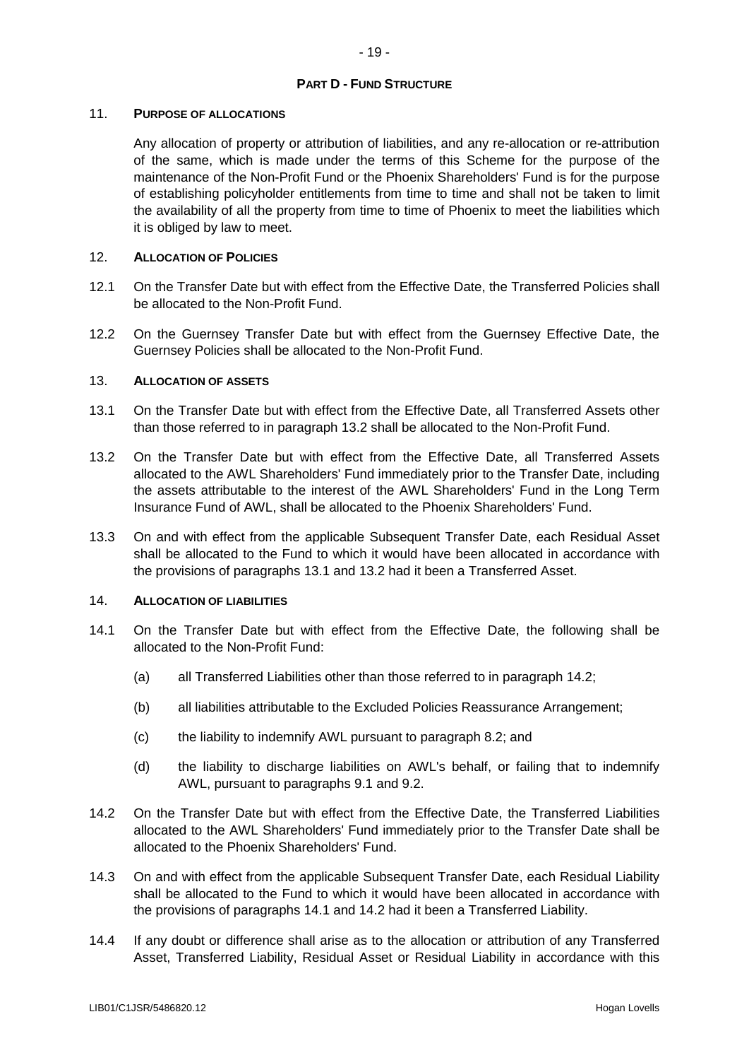## PART D - FUND STRUCTURE

11. **PURPOSE OF ALLOCATIONS**

Any allocation of property or attribution of liabilities, and any re-allocation or re-attribution of the same, which is made under the terms of this Scheme for the purpose of the maintenance of the Non-Profit Fund or the Phoenix Shareholders' Fund is for the purpose of establishing policyholder entitlements from time to time and shall not be taken to limit the availability of all the property from time to time of Phoenix to meet the liabilities which it is obliged by law to meet.

12. **ALLOCATION OF POLICIES**

12.1 On the Transfer Date but with effect from the Effective Date, the Transferred Policies shall be allocated to the Non-Profit Fund.

12.2 On the Guernsey Transfer Date but with effect from the Guernsey Effective Date, the Guernsey Policies shall be allocated to the Non-Profit Fund.

13. **ALLOCATION OF ASSETS**

13.1 On the Transfer Date but with effect from the Effective Date, all Transferred Assets other than those referred to in paragraph 13.2 shall be allocated to the Non-Profit Fund.

13.2 On the Transfer Date but with effect from the Effective Date, all Transferred Assets allocated to the AWL Shareholders' Fund immediately prior to the Transfer Date, including the assets attributable to the interest of the AWL Shareholders' Fund in the Long Term Insurance Fund of AWL, shall be allocated to the Phoenix Shareholders' Fund.

13.3 On and with effect from the applicable Subsequent Transfer Date, each Residual Asset shall be allocated to the Fund to which it would have been allocated in accordance with the provisions of paragraphs 13.1 and 13.2 had it been a Transferred Asset.

14. **ALLOCATION OF LIABILITIES**

14.1 On the Transfer Date but with effect from the Effective Date, the following shall be allocated to the Non-Profit Fund:

(a) all Transferred Liabilities other than those referred to in paragraph 14.2;

(b) all liabilities attributable to the Excluded Policies Reassurance Arrangement;

(c) the liability to indemnify AWL pursuant to paragraph 8.2; and

(d) the liability to discharge liabilities on AWL's behalf, or failing that to indemnify AWL, pursuant to paragraphs 9.1 and 9.2.

14.2 On the Transfer Date but with effect from the Effective Date, the Transferred Liabilities allocated to the AWL Shareholders' Fund immediately prior to the Transfer Date shall be allocated to the Phoenix Shareholders' Fund.

14.3 On and with effect from the applicable Subsequent Transfer Date, each Residual Liability shall be allocated to the Fund to which it would have been allocated in accordance with the provisions of paragraphs 14.1 and 14.2 had it been a Transferred Liability.

14.4 If any doubt or difference shall arise as to the allocation or attribution of any Transferred Asset, Transferred Liability, Residual Asset or Residual Liability in accordance with this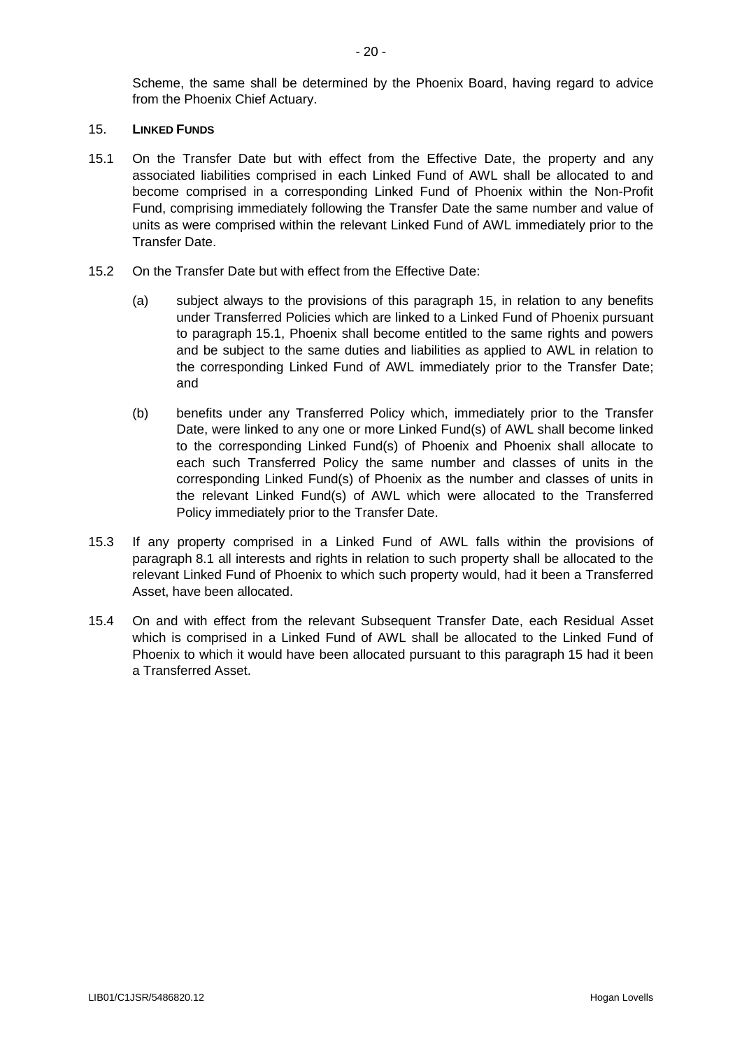Scheme, the same shall be determined by the Phoenix Board, having regard to advice from the Phoenix Chief Actuary.

## 15. LINKED FUNDS

15.1 On the Transfer Date but with effect from the Effective Date, the property and any associated liabilities comprised in each Linked Fund of AWL shall be allocated to and become comprised in a corresponding Linked Fund of Phoenix within the Non-Profit Fund, comprising immediately following the Transfer Date the same number and value of units as were comprised within the relevant Linked Fund of AWL immediately prior to the Transfer Date.

15.2 On the Transfer Date but with effect from the Effective Date:

(a) subject always to the provisions of this paragraph 15, in relation to any benefits under Transferred Policies which are linked to a Linked Fund of Phoenix pursuant to paragraph 15.1, Phoenix shall become entitled to the same rights and powers and be subject to the same duties and liabilities as applied to AWL in relation to the corresponding Linked Fund of AWL immediately prior to the Transfer Date; and

(b) benefits under any Transferred Policy which, immediately prior to the Transfer Date, were linked to any one or more Linked Fund(s) of AWL shall become linked to the corresponding Linked Fund(s) of Phoenix and Phoenix shall allocate to each such Transferred Policy the same number and classes of units in the corresponding Linked Fund(s) of Phoenix as the number and classes of units in the relevant Linked Fund(s) of AWL which were allocated to the Transferred Policy immediately prior to the Transfer Date.

15.3 If any property comprised in a Linked Fund of AWL falls within the provisions of paragraph 8.1 all interests and rights in relation to such property shall be allocated to the relevant Linked Fund of Phoenix to which such property would, had it been a Transferred Asset, have been allocated.

15.4 On and with effect from the relevant Subsequent Transfer Date, each Residual Asset which is comprised in a Linked Fund of AWL shall be allocated to the Linked Fund of Phoenix to which it would have been allocated pursuant to this paragraph 15 had it been a Transferred Asset.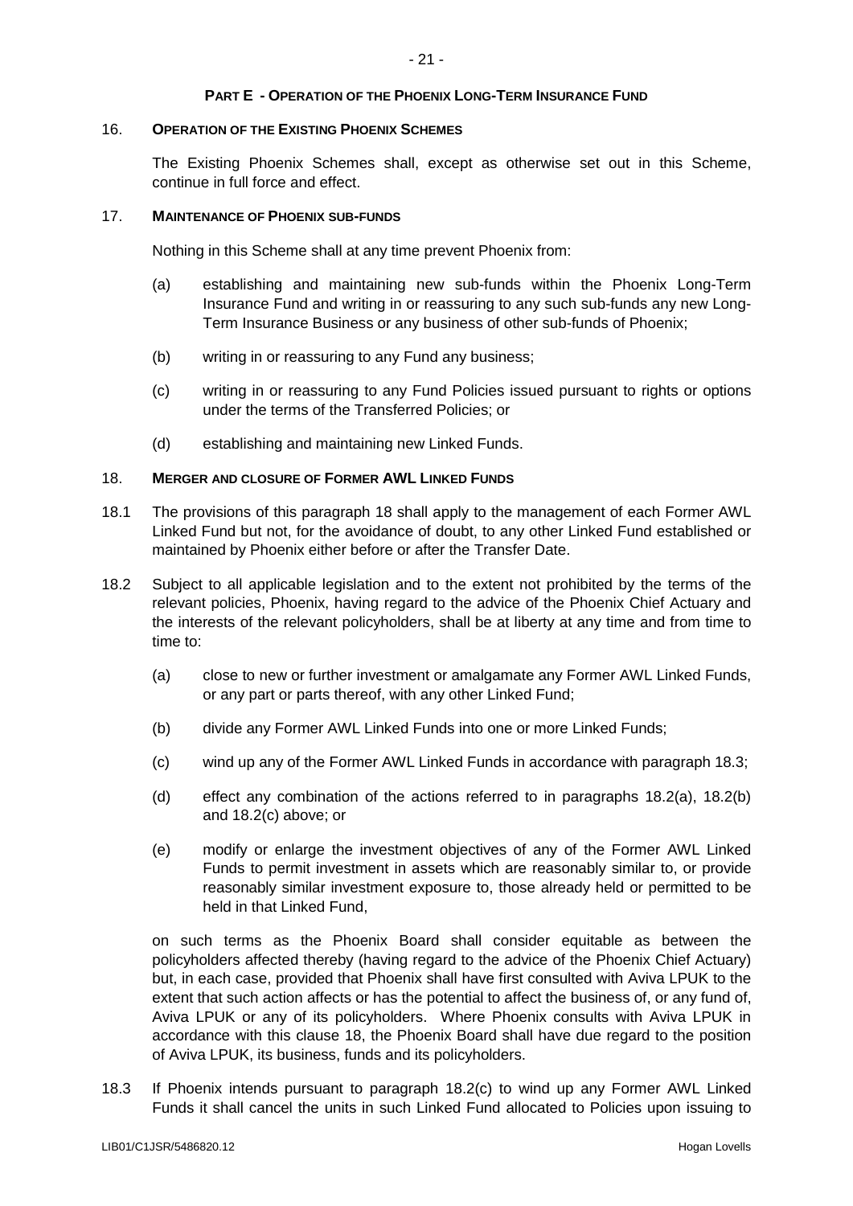## PART E - OPERATION OF THE PHOENIX LONG-TERM INSURANCE FUND

### 16. OPERATION OF THE EXISTING PHOENIX SCHEMES

The Existing Phoenix Schemes shall, except as otherwise set out in this Scheme, continue in full force and effect.

### 17. MAINTENANCE OF PHOENIX SUB-FUNDS

Nothing in this Scheme shall at any time prevent Phoenix from:

(a) establishing and maintaining new sub-funds within the Phoenix Long-Term Insurance Fund and writing in or reassuring to any such sub-funds any new Long-Term Insurance Business or any business of other sub-funds of Phoenix;

(b) writing in or reassuring to any Fund any business;

(c) writing in or reassuring to any Fund Policies issued pursuant to rights or options under the terms of the Transferred Policies; or

(d) establishing and maintaining new Linked Funds.

### 18. MERGER AND CLOSURE OF FORMER AWL LINKED FUNDS

18.1 The provisions of this paragraph 18 shall apply to the management of each Former AWL Linked Fund but not, for the avoidance of doubt, to any other Linked Fund established or maintained by Phoenix either before or after the Transfer Date.

18.2 Subject to all applicable legislation and to the extent not prohibited by the terms of the relevant policies, Phoenix, having regard to the advice of the Phoenix Chief Actuary and the interests of the relevant policyholders, shall be at liberty at any time and from time to time to:

(a) close to new or further investment or amalgamate any Former AWL Linked Funds, or any part or parts thereof, with any other Linked Fund;

(b) divide any Former AWL Linked Funds into one or more Linked Funds;

(c) wind up any of the Former AWL Linked Funds in accordance with paragraph 18.3;

(d) effect any combination of the actions referred to in paragraphs 18.2(a), 18.2(b) and 18.2(c) above; or

(e) modify or enlarge the investment objectives of any of the Former AWL Linked Funds to permit investment in assets which are reasonably similar to, or provide reasonably similar investment exposure to, those already held or permitted to be held in that Linked Fund,

on such terms as the Phoenix Board shall consider equitable as between the policyholders affected thereby (having regard to the advice of the Phoenix Chief Actuary) but, in each case, provided that Phoenix shall have first consulted with Aviva LPUK to the extent that such action affects or has the potential to affect the business of, or any fund of, Aviva LPUK or any of its policyholders. Where Phoenix consults with Aviva LPUK in accordance with this clause 18, the Phoenix Board shall have due regard to the position of Aviva LPUK, its business, funds and its policyholders.

18.3 If Phoenix intends pursuant to paragraph 18.2(c) to wind up any Former AWL Linked Funds it shall cancel the units in such Linked Fund allocated to Policies upon issuing to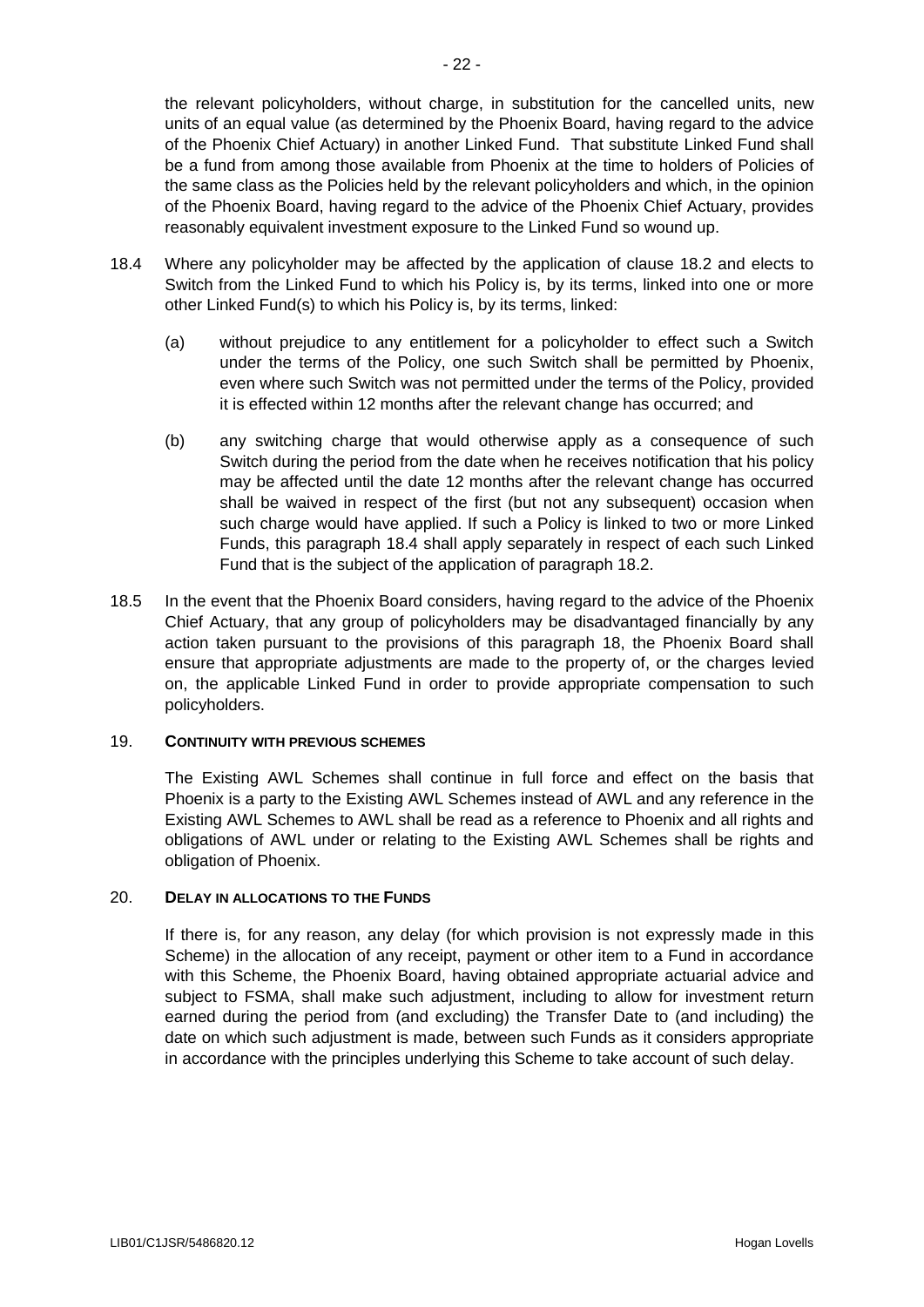the relevant policyholders, without charge, in substitution for the cancelled units, new units of an equal value (as determined by the Phoenix Board, having regard to the advice of the Phoenix Chief Actuary) in another Linked Fund. That substitute Linked Fund shall be a fund from among those available from Phoenix at the time to holders of Policies of the same class as the Policies held by the relevant policyholders and which, in the opinion of the Phoenix Board, having regard to the advice of the Phoenix Chief Actuary, provides reasonably equivalent investment exposure to the Linked Fund so wound up.

18.4 Where any policyholder may be affected by the application of clause 18.2 and elects to Switch from the Linked Fund to which his Policy is, by its terms, linked into one or more other Linked Fund(s) to which his Policy is, by its terms, linked:

(a) without prejudice to any entitlement for a policyholder to effect such a Switch under the terms of the Policy, one such Switch shall be permitted by Phoenix, even where such Switch was not permitted under the terms of the Policy, provided it is effected within 12 months after the relevant change has occurred; and

(b) any switching charge that would otherwise apply as a consequence of such Switch during the period from the date when he receives notification that his policy may be affected until the date 12 months after the relevant change has occurred shall be waived in respect of the first (but not any subsequent) occasion when such charge would have applied. If such a Policy is linked to two or more Linked Funds, this paragraph 18.4 shall apply separately in respect of each such Linked Fund that is the subject of the application of paragraph 18.2.

18.5 In the event that the Phoenix Board considers, having regard to the advice of the Phoenix Chief Actuary, that any group of policyholders may be disadvantaged financially by any action taken pursuant to the provisions of this paragraph 18, the Phoenix Board shall ensure that appropriate adjustments are made to the property of, or the charges levied on, the applicable Linked Fund in order to provide appropriate compensation to such policyholders.

## 19. CONTINUITY WITH PREVIOUS SCHEMES

The Existing AWL Schemes shall continue in full force and effect on the basis that Phoenix is a party to the Existing AWL Schemes instead of AWL and any reference in the Existing AWL Schemes to AWL shall be read as a reference to Phoenix and all rights and obligations of AWL under or relating to the Existing AWL Schemes shall be rights and obligation of Phoenix.

## 20. DELAY IN ALLOCATIONS TO THE FUNDS

If there is, for any reason, any delay (for which provision is not expressly made in this Scheme) in the allocation of any receipt, payment or other item to a Fund in accordance with this Scheme, the Phoenix Board, having obtained appropriate actuarial advice and subject to FSMA, shall make such adjustment, including to allow for investment return earned during the period from (and excluding) the Transfer Date to (and including) the date on which such adjustment is made, between such Funds as it considers appropriate in accordance with the principles underlying this Scheme to take account of such delay.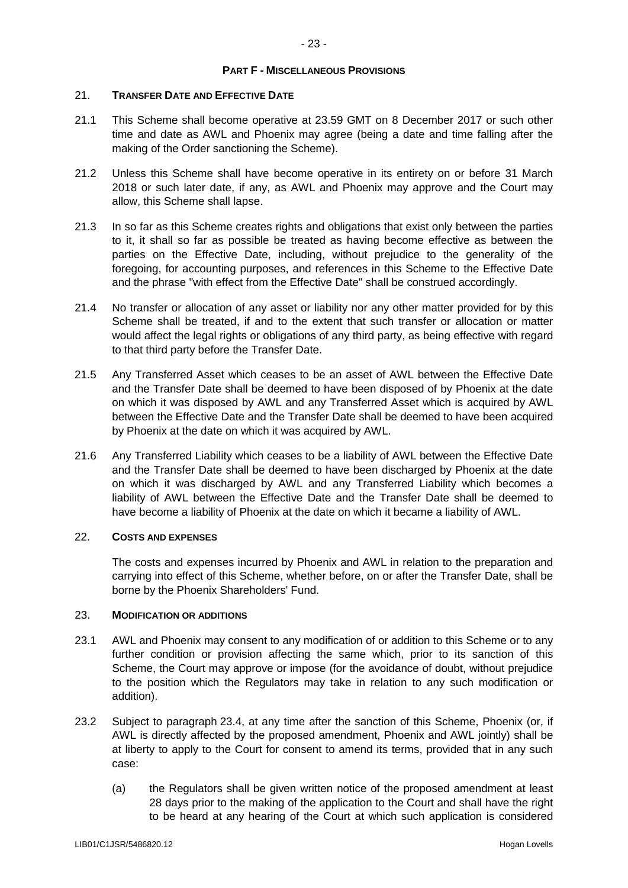## PART F - MISCELLANEOUS PROVISIONS

### 21. TRANSFER DATE AND EFFECTIVE DATE

21.1 This Scheme shall become operative at 23.59 GMT on 8 December 2017 or such other time and date as AWL and Phoenix may agree (being a date and time falling after the making of the Order sanctioning the Scheme).

21.2 Unless this Scheme shall have become operative in its entirety on or before 31 March 2018 or such later date, if any, as AWL and Phoenix may approve and the Court may allow, this Scheme shall lapse.

21.3 In so far as this Scheme creates rights and obligations that exist only between the parties to it, it shall so far as possible be treated as having become effective as between the parties on the Effective Date, including, without prejudice to the generality of the foregoing, for accounting purposes, and references in this Scheme to the Effective Date and the phrase "with effect from the Effective Date" shall be construed accordingly.

21.4 No transfer or allocation of any asset or liability nor any other matter provided for by this Scheme shall be treated, if and to the extent that such transfer or allocation or matter would affect the legal rights or obligations of any third party, as being effective with regard to that third party before the Transfer Date.

21.5 Any Transferred Asset which ceases to be an asset of AWL between the Effective Date and the Transfer Date shall be deemed to have been disposed of by Phoenix at the date on which it was disposed by AWL and any Transferred Asset which is acquired by AWL between the Effective Date and the Transfer Date shall be deemed to have been acquired by Phoenix at the date on which it was acquired by AWL.

21.6 Any Transferred Liability which ceases to be a liability of AWL between the Effective Date and the Transfer Date shall be deemed to have been discharged by Phoenix at the date on which it was discharged by AWL and any Transferred Liability which becomes a liability of AWL between the Effective Date and the Transfer Date shall be deemed to have become a liability of Phoenix at the date on which it became a liability of AWL.

### 22. COSTS AND EXPENSES

The costs and expenses incurred by Phoenix and AWL in relation to the preparation and carrying into effect of this Scheme, whether before, on or after the Transfer Date, shall be borne by the Phoenix Shareholders' Fund.

### 23. MODIFICATION OR ADDITIONS

23.1 AWL and Phoenix may consent to any modification of or addition to this Scheme or to any further condition or provision affecting the same which, prior to its sanction of this Scheme, the Court may approve or impose (for the avoidance of doubt, without prejudice to the position which the Regulators may take in relation to any such modification or addition).

23.2 Subject to paragraph 23.4, at any time after the sanction of this Scheme, Phoenix (or, if AWL is directly affected by the proposed amendment, Phoenix and AWL jointly) shall be at liberty to apply to the Court for consent to amend its terms, provided that in any such case:

(a) the Regulators shall be given written notice of the proposed amendment at least 28 days prior to the making of the application to the Court and shall have the right to be heard at any hearing of the Court at which such application is considered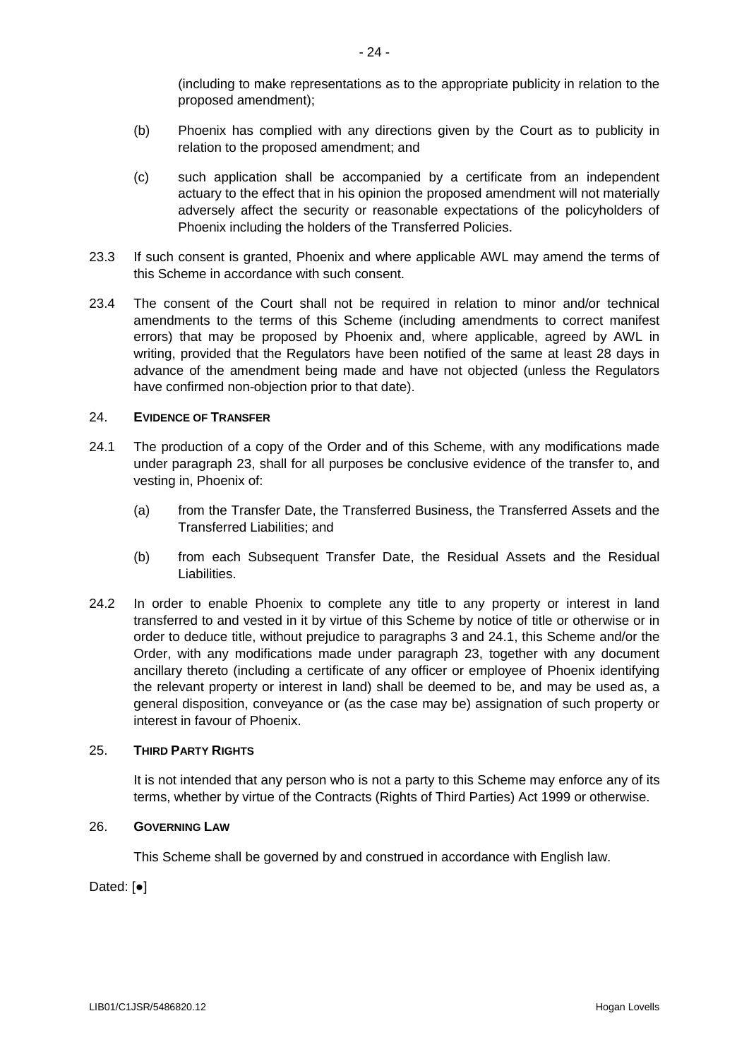(including to make representations as to the appropriate publicity in relation to the proposed amendment);

(b) Phoenix has complied with any directions given by the Court as to publicity in relation to the proposed amendment; and

(c) such application shall be accompanied by a certificate from an independent actuary to the effect that in his opinion the proposed amendment will not materially adversely affect the security or reasonable expectations of the policyholders of Phoenix including the holders of the Transferred Policies.

23.3 If such consent is granted, Phoenix and where applicable AWL may amend the terms of this Scheme in accordance with such consent.

23.4 The consent of the Court shall not be required in relation to minor and/or technical amendments to the terms of this Scheme (including amendments to correct manifest errors) that may be proposed by Phoenix and, where applicable, agreed by AWL in writing, provided that the Regulators have been notified of the same at least 28 days in advance of the amendment being made and have not objected (unless the Regulators have confirmed non-objection prior to that date).

## 24. EVIDENCE OF TRANSFER

24.1 The production of a copy of the Order and of this Scheme, with any modifications made under paragraph 23, shall for all purposes be conclusive evidence of the transfer to, and vesting in, Phoenix of:

(a) from the Transfer Date, the Transferred Business, the Transferred Assets and the Transferred Liabilities; and

(b) from each Subsequent Transfer Date, the Residual Assets and the Residual Liabilities.

24.2 In order to enable Phoenix to complete any title to any property or interest in land transferred to and vested in it by virtue of this Scheme by notice of title or otherwise or in order to deduce title, without prejudice to paragraphs 3 and 24.1, this Scheme and/or the Order, with any modifications made under paragraph 23, together with any document ancillary thereto (including a certificate of any officer or employee of Phoenix identifying the relevant property or interest in land) shall be deemed to be, and may be used as, a general disposition, conveyance or (as the case may be) assignation of such property or interest in favour of Phoenix.

## 25. THIRD PARTY RIGHTS

It is not intended that any person who is not a party to this Scheme may enforce any of its terms, whether by virtue of the Contracts (Rights of Third Parties) Act 1999 or otherwise.

## 26. GOVERNING LAW

This Scheme shall be governed by and construed in accordance with English law.

Dated: [●]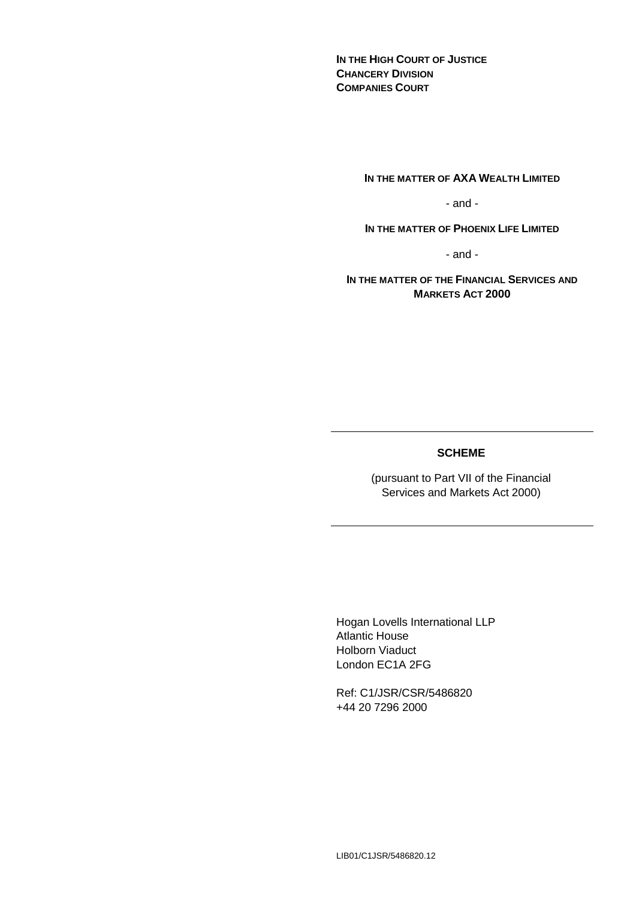**IN THE HIGH COURT OF JUSTICE**
**CHANCERY DIVISION**
**COMPANIES COURT**

**IN THE MATTER OF AXA WEALTH LIMITED**

- and -

**IN THE MATTER OF PHOENIX LIFE LIMITED**

- and -

**IN THE MATTER OF THE FINANCIAL SERVICES AND MARKETS ACT 2000**

---

## SCHEME

(pursuant to Part VII of the Financial Services and Markets Act 2000)

---

Hogan Lovells International LLP
Atlantic House
Holborn Viaduct
London EC1A 2FG

Ref: C1/JSR/CSR/5486820
+44 20 7296 2000

LIB01/C1JSR/5486820.12